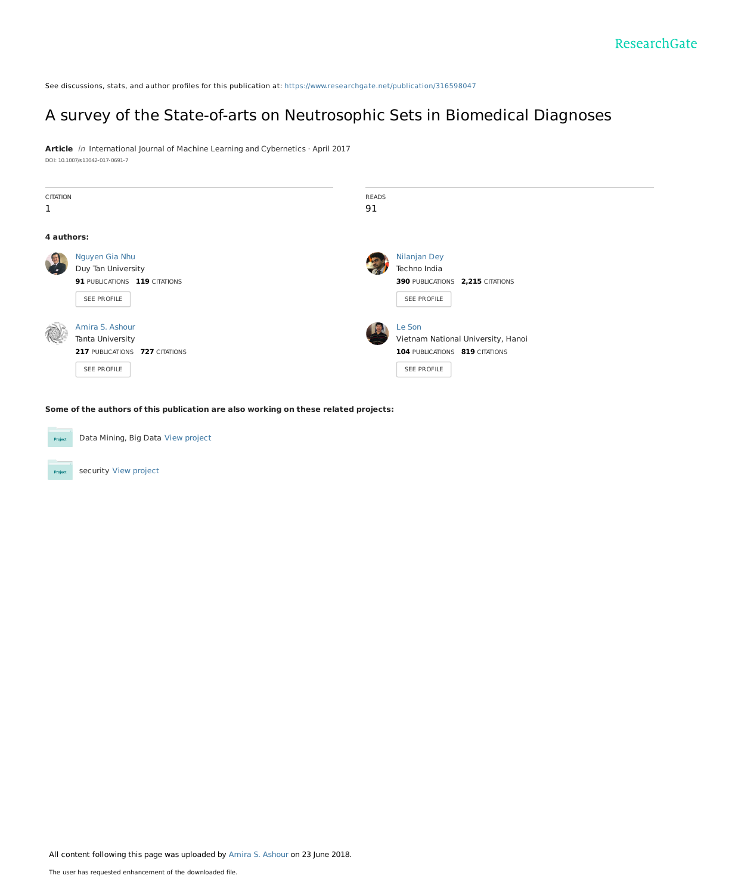ResearchGate

See discussions, stats, and author profiles for this publication at: https://www.researchgate.net/publication/316598047

# A survey of the State-of-arts on Neutrosophic Sets in Biomedical Diagnoses

**Article** *in* International Journal of Machine Learning and Cybernetics · April 2017

DOI: 10.1007/s13042-017-0691-7

CITATION
1

READS
91

**4 authors:**

Nguyen Gia Nhu
Duy Tan University
**91** PUBLICATIONS **119** CITATIONS
SEE PROFILE

Nilanjan Dey
Techno India
**390** PUBLICATIONS **2,215** CITATIONS
SEE PROFILE

Amira S. Ashour
Tanta University
**217** PUBLICATIONS **727** CITATIONS
SEE PROFILE

Le Son
Vietnam National University, Hanoi
**104** PUBLICATIONS **819** CITATIONS
SEE PROFILE

**Some of the authors of this publication are also working on these related projects:**

Data Mining, Big Data View project

security View project

All content following this page was uploaded by Amira S. Ashour on 23 June 2018.

The user has requested enhancement of the downloaded file.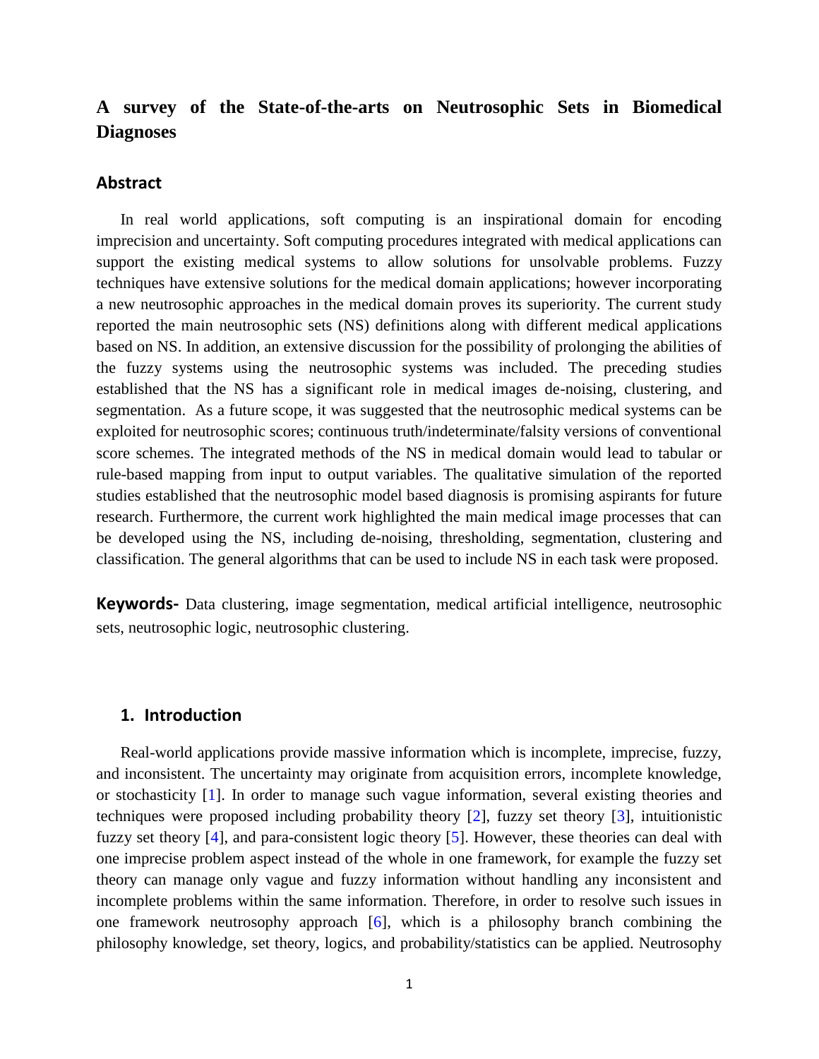# A survey of the State-of-the-arts on Neutrosophic Sets in Biomedical Diagnoses

## Abstract

In real world applications, soft computing is an inspirational domain for encoding imprecision and uncertainty. Soft computing procedures integrated with medical applications can support the existing medical systems to allow solutions for unsolvable problems. Fuzzy techniques have extensive solutions for the medical domain applications; however incorporating a new neutrosophic approaches in the medical domain proves its superiority. The current study reported the main neutrosophic sets (NS) definitions along with different medical applications based on NS. In addition, an extensive discussion for the possibility of prolonging the abilities of the fuzzy systems using the neutrosophic systems was included. The preceding studies established that the NS has a significant role in medical images de-noising, clustering, and segmentation. As a future scope, it was suggested that the neutrosophic medical systems can be exploited for neutrosophic scores; continuous truth/indeterminate/falsity versions of conventional score schemes. The integrated methods of the NS in medical domain would lead to tabular or rule-based mapping from input to output variables. The qualitative simulation of the reported studies established that the neutrosophic model based diagnosis is promising aspirants for future research. Furthermore, the current work highlighted the main medical image processes that can be developed using the NS, including de-noising, thresholding, segmentation, clustering and classification. The general algorithms that can be used to include NS in each task were proposed.

**Keywords-** Data clustering, image segmentation, medical artificial intelligence, neutrosophic sets, neutrosophic logic, neutrosophic clustering.

## 1. Introduction

Real-world applications provide massive information which is incomplete, imprecise, fuzzy, and inconsistent. The uncertainty may originate from acquisition errors, incomplete knowledge, or stochasticity [1]. In order to manage such vague information, several existing theories and techniques were proposed including probability theory [2], fuzzy set theory [3], intuitionistic fuzzy set theory [4], and para-consistent logic theory [5]. However, these theories can deal with one imprecise problem aspect instead of the whole in one framework, for example the fuzzy set theory can manage only vague and fuzzy information without handling any inconsistent and incomplete problems within the same information. Therefore, in order to resolve such issues in one framework neutrosophy approach [6], which is a philosophy branch combining the philosophy knowledge, set theory, logics, and probability/statistics can be applied. Neutrosophy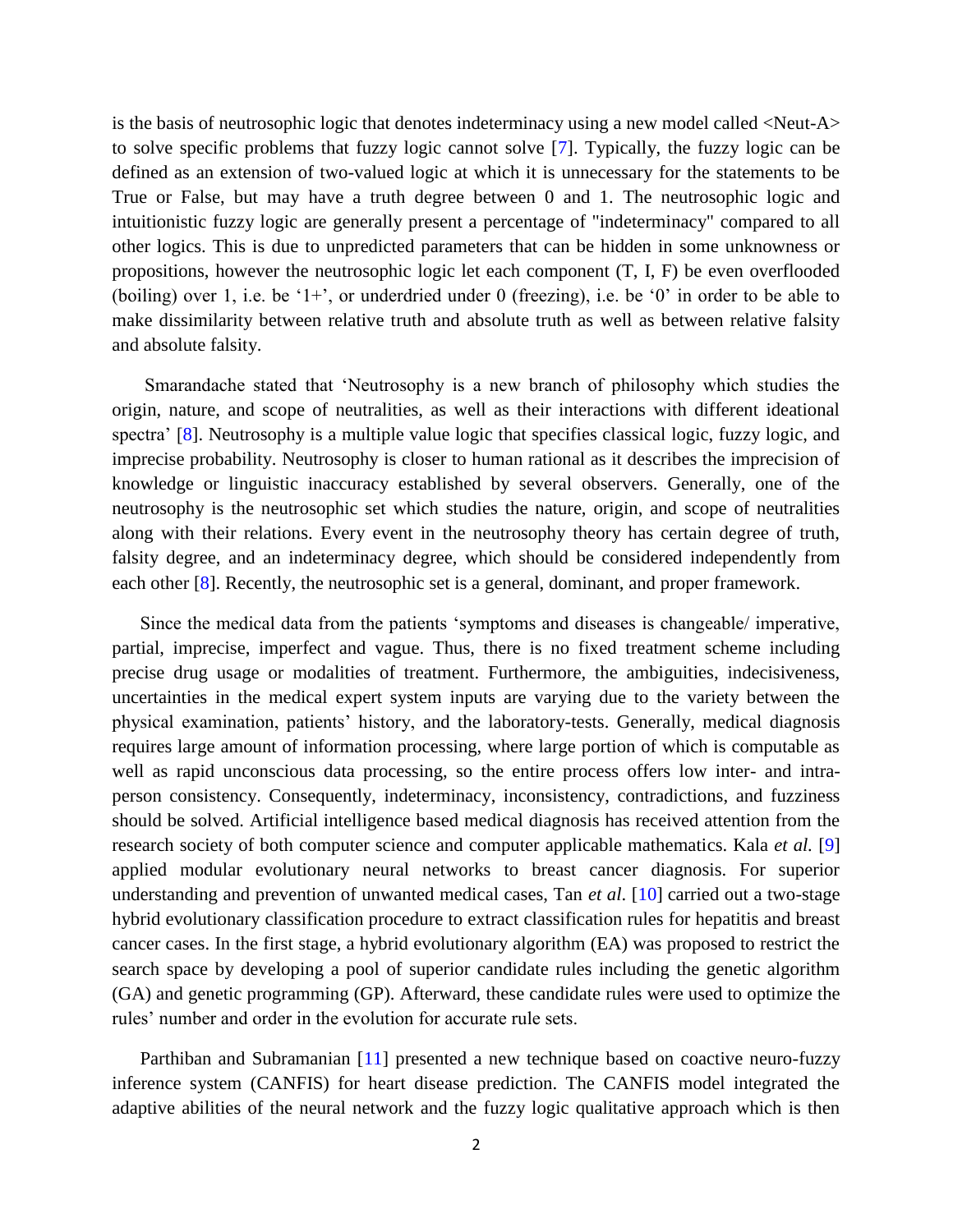is the basis of neutrosophic logic that denotes indeterminacy using a new model called <Neut-A> to solve specific problems that fuzzy logic cannot solve [7]. Typically, the fuzzy logic can be defined as an extension of two-valued logic at which it is unnecessary for the statements to be True or False, but may have a truth degree between 0 and 1. The neutrosophic logic and intuitionistic fuzzy logic are generally present a percentage of "indeterminacy" compared to all other logics. This is due to unpredicted parameters that can be hidden in some unknowness or propositions, however the neutrosophic logic let each component (T, I, F) be even overflooded (boiling) over 1, i.e. be '1+', or underdried under 0 (freezing), i.e. be '0' in order to be able to make dissimilarity between relative truth and absolute truth as well as between relative falsity and absolute falsity.

Smarandache stated that 'Neutrosophy is a new branch of philosophy which studies the origin, nature, and scope of neutralities, as well as their interactions with different ideational spectra' [8]. Neutrosophy is a multiple value logic that specifies classical logic, fuzzy logic, and imprecise probability. Neutrosophy is closer to human rational as it describes the imprecision of knowledge or linguistic inaccuracy established by several observers. Generally, one of the neutrosophy is the neutrosophic set which studies the nature, origin, and scope of neutralities along with their relations. Every event in the neutrosophy theory has certain degree of truth, falsity degree, and an indeterminacy degree, which should be considered independently from each other [8]. Recently, the neutrosophic set is a general, dominant, and proper framework.

Since the medical data from the patients 'symptoms and diseases is changeable/ imperative, partial, imprecise, imperfect and vague. Thus, there is no fixed treatment scheme including precise drug usage or modalities of treatment. Furthermore, the ambiguities, indecisiveness, uncertainties in the medical expert system inputs are varying due to the variety between the physical examination, patients' history, and the laboratory-tests. Generally, medical diagnosis requires large amount of information processing, where large portion of which is computable as well as rapid unconscious data processing, so the entire process offers low inter- and intra-person consistency. Consequently, indeterminacy, inconsistency, contradictions, and fuzziness should be solved. Artificial intelligence based medical diagnosis has received attention from the research society of both computer science and computer applicable mathematics. Kala *et al.* [9] applied modular evolutionary neural networks to breast cancer diagnosis. For superior understanding and prevention of unwanted medical cases, Tan *et al*. [10] carried out a two-stage hybrid evolutionary classification procedure to extract classification rules for hepatitis and breast cancer cases. In the first stage, a hybrid evolutionary algorithm (EA) was proposed to restrict the search space by developing a pool of superior candidate rules including the genetic algorithm (GA) and genetic programming (GP). Afterward, these candidate rules were used to optimize the rules' number and order in the evolution for accurate rule sets.

Parthiban and Subramanian [11] presented a new technique based on coactive neuro-fuzzy inference system (CANFIS) for heart disease prediction. The CANFIS model integrated the adaptive abilities of the neural network and the fuzzy logic qualitative approach which is then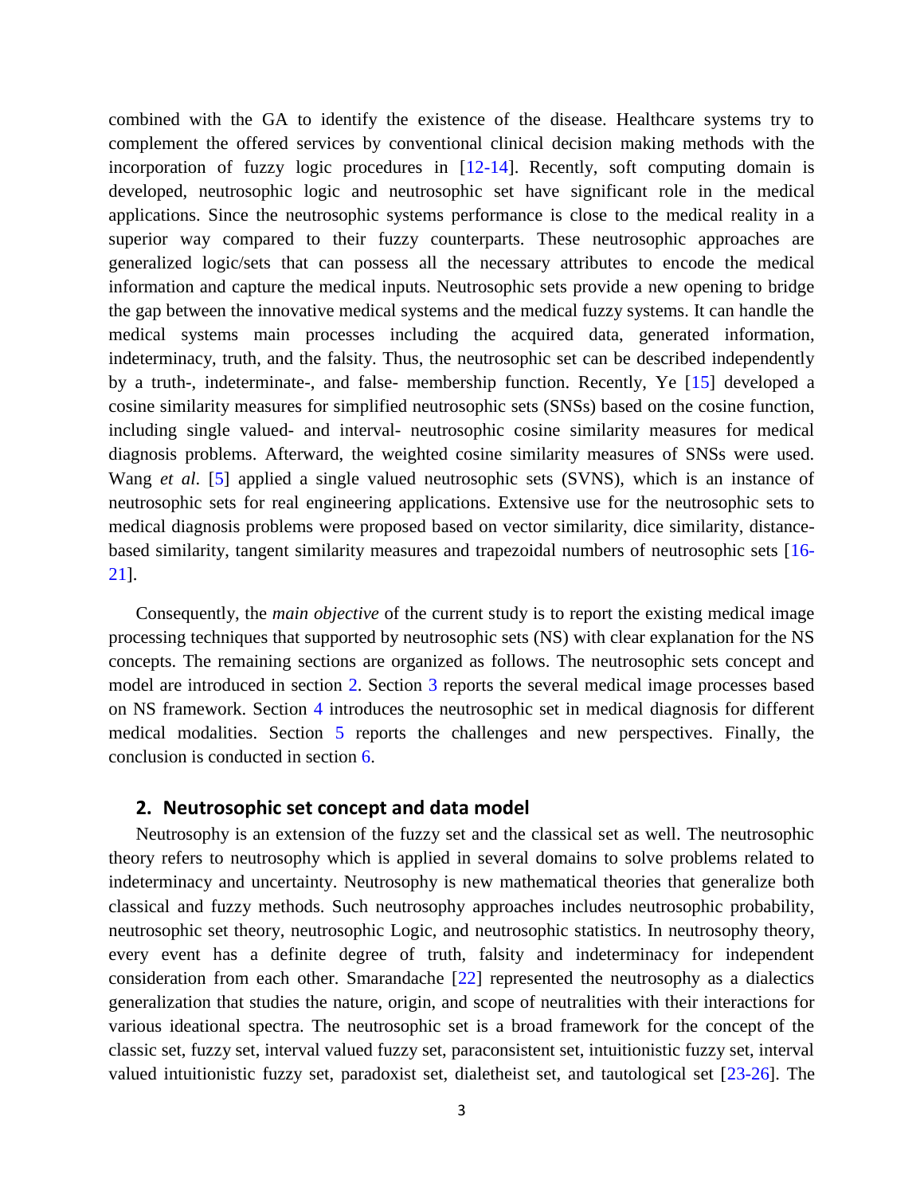combined with the GA to identify the existence of the disease. Healthcare systems try to complement the offered services by conventional clinical decision making methods with the incorporation of fuzzy logic procedures in [12-14]. Recently, soft computing domain is developed, neutrosophic logic and neutrosophic set have significant role in the medical applications. Since the neutrosophic systems performance is close to the medical reality in a superior way compared to their fuzzy counterparts. These neutrosophic approaches are generalized logic/sets that can possess all the necessary attributes to encode the medical information and capture the medical inputs. Neutrosophic sets provide a new opening to bridge the gap between the innovative medical systems and the medical fuzzy systems. It can handle the medical systems main processes including the acquired data, generated information, indeterminacy, truth, and the falsity. Thus, the neutrosophic set can be described independently by a truth-, indeterminate-, and false- membership function. Recently, Ye [15] developed a cosine similarity measures for simplified neutrosophic sets (SNSs) based on the cosine function, including single valued- and interval- neutrosophic cosine similarity measures for medical diagnosis problems. Afterward, the weighted cosine similarity measures of SNSs were used. Wang *et al*. [5] applied a single valued neutrosophic sets (SVNS), which is an instance of neutrosophic sets for real engineering applications. Extensive use for the neutrosophic sets to medical diagnosis problems were proposed based on vector similarity, dice similarity, distance-based similarity, tangent similarity measures and trapezoidal numbers of neutrosophic sets [16-21].

Consequently, the *main objective* of the current study is to report the existing medical image processing techniques that supported by neutrosophic sets (NS) with clear explanation for the NS concepts. The remaining sections are organized as follows. The neutrosophic sets concept and model are introduced in section 2. Section 3 reports the several medical image processes based on NS framework. Section 4 introduces the neutrosophic set in medical diagnosis for different medical modalities. Section 5 reports the challenges and new perspectives. Finally, the conclusion is conducted in section 6.

## 2. Neutrosophic set concept and data model

Neutrosophy is an extension of the fuzzy set and the classical set as well. The neutrosophic theory refers to neutrosophy which is applied in several domains to solve problems related to indeterminacy and uncertainty. Neutrosophy is new mathematical theories that generalize both classical and fuzzy methods. Such neutrosophy approaches includes neutrosophic probability, neutrosophic set theory, neutrosophic Logic, and neutrosophic statistics. In neutrosophy theory, every event has a definite degree of truth, falsity and indeterminacy for independent consideration from each other. Smarandache [22] represented the neutrosophy as a dialectics generalization that studies the nature, origin, and scope of neutralities with their interactions for various ideational spectra. The neutrosophic set is a broad framework for the concept of the classic set, fuzzy set, interval valued fuzzy set, paraconsistent set, intuitionistic fuzzy set, interval valued intuitionistic fuzzy set, paradoxist set, dialetheist set, and tautological set [23-26]. The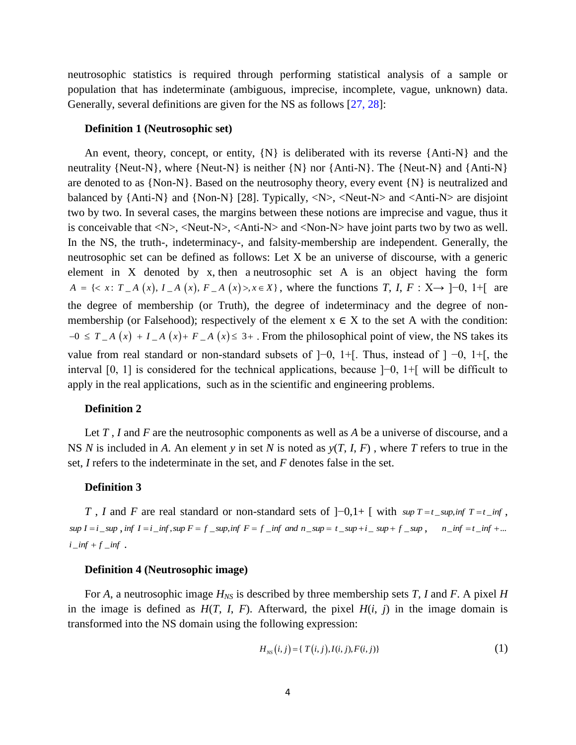neutrosophic statistics is required through performing statistical analysis of a sample or population that has indeterminate (ambiguous, imprecise, incomplete, vague, unknown) data. Generally, several definitions are given for the NS as follows [27, 28]:

**Definition 1 (Neutrosophic set)**

An event, theory, concept, or entity, {N} is deliberated with its reverse {Anti-N} and the neutrality {Neut-N}, where {Neut-N} is neither {N} nor {Anti-N}. The {Neut-N} and {Anti-N} are denoted to as {Non-N}. Based on the neutrosophy theory, every event {N} is neutralized and balanced by {Anti-N} and {Non-N} [28]. Typically, <N>, <Neut-N> and <Anti-N> are disjoint two by two. In several cases, the margins between these notions are imprecise and vague, thus it is conceivable that <N>, <Neut-N>, <Anti-N> and <Non-N> have joint parts two by two as well. In the NS, the truth-, indeterminacy-, and falsity-membership are independent. Generally, the neutrosophic set can be defined as follows: Let X be an universe of discourse, with a generic element in X denoted by x, then a neutrosophic set A is an object having the form $A = \{< x: T\_A(x), I\_A(x), F\_A(x) >, x \in X\}$, where the functions *T*, *I*, *F* : X→ ]−0, 1+[ are the degree of membership (or Truth), the degree of indeterminacy and the degree of non-membership (or Falsehood); respectively of the element x ∈ X to the set A with the condition: $-0 \leq T\_A(x) + I\_A(x) + F\_A(x) \leq 3+$. From the philosophical point of view, the NS takes its value from real standard or non-standard subsets of ]−0, 1+[. Thus, instead of ] −0, 1+[, the interval [0, 1] is considered for the technical applications, because ]−0, 1+[ will be difficult to apply in the real applications, such as in the scientific and engineering problems.

**Definition 2**

Let *T* , *I* and *F* are the neutrosophic components as well as *A* be a universe of discourse, and a NS *N* is included in *A*. An element *y* in set *N* is noted as *y*(*T*, *I*, *F*) , where *T* refers to true in the set, *I* refers to the indeterminate in the set, and *F* denotes false in the set.

**Definition 3**

*T* , *I* and *F* are real standard or non-standard sets of ]−0,1+ [ with $sup\ T = t\_sup, inf\ T = t\_inf$, $sup\ I = i\_sup$, $inf\ I = i\_inf, sup\ F = f\_sup, inf\ F = f\_inf$ *and* $n\_sup = t\_sup + i\_sup + f\_sup$, $n\_inf = t\_inf + \ldots$ $i\_inf + f\_inf$ .

**Definition 4 (Neutrosophic image)**

For *A*, a neutrosophic image $H_{NS}$ is described by three membership sets *T*, *I* and *F*. A pixel *H* in the image is defined as *H*(*T*, *I*, *F*). Afterward, the pixel *H*(*i*, *j*) in the image domain is transformed into the NS domain using the following expression:

$$H_{NS}(i,j) = \{T(i,j), I(i,j), F(i,j)\} \tag{1}$$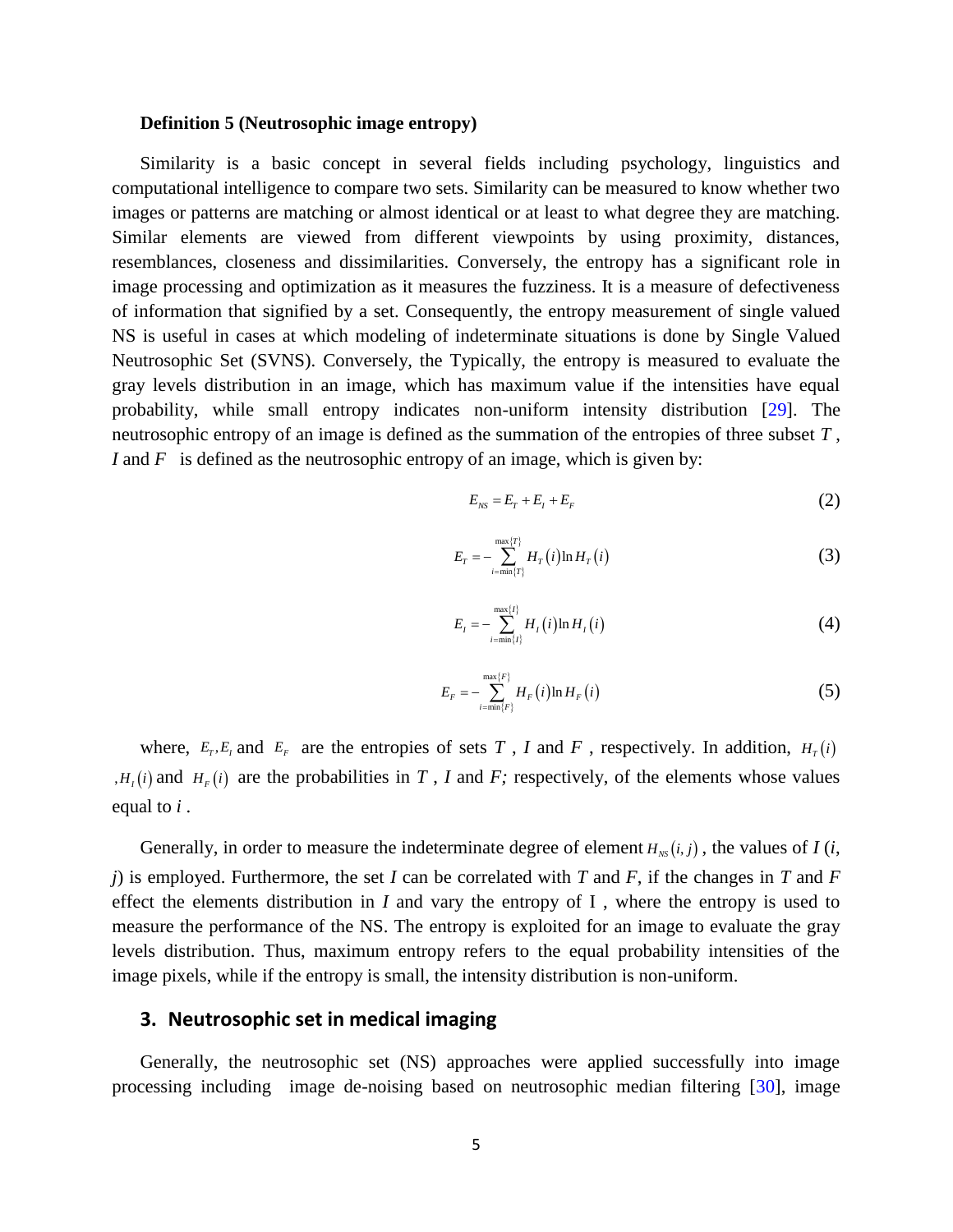**Definition 5 (Neutrosophic image entropy)**

Similarity is a basic concept in several fields including psychology, linguistics and computational intelligence to compare two sets. Similarity can be measured to know whether two images or patterns are matching or almost identical or at least to what degree they are matching. Similar elements are viewed from different viewpoints by using proximity, distances, resemblances, closeness and dissimilarities. Conversely, the entropy has a significant role in image processing and optimization as it measures the fuzziness. It is a measure of defectiveness of information that signified by a set. Consequently, the entropy measurement of single valued NS is useful in cases at which modeling of indeterminate situations is done by Single Valued Neutrosophic Set (SVNS). Conversely, the Typically, the entropy is measured to evaluate the gray levels distribution in an image, which has maximum value if the intensities have equal probability, while small entropy indicates non-uniform intensity distribution [29]. The neutrosophic entropy of an image is defined as the summation of the entropies of three subset $T$, $I$ and $F$ is defined as the neutrosophic entropy of an image, which is given by:

$$E_{NS} = E_T + E_I + E_F \tag{2}$$

$$E_T = -\sum_{i=\min\{T\}}^{\max\{T\}} H_T(i) \ln H_T(i) \tag{3}$$

$$E_I = -\sum_{i=\min\{I\}}^{\max\{I\}} H_I(i) \ln H_I(i) \tag{4}$$

$$E_F = -\sum_{i=\min\{F\}}^{\max\{F\}} H_F(i) \ln H_F(i) \tag{5}$$

where, $E_T, E_I$ and $E_F$ are the entropies of sets $T$, $I$ and $F$, respectively. In addition, $H_T(i)$, $H_I(i)$ and $H_F(i)$ are the probabilities in $T$, $I$ and $F$; respectively, of the elements whose values equal to $i$.

Generally, in order to measure the indeterminate degree of element $H_{NS}(i, j)$, the values of $I(i, j)$ is employed. Furthermore, the set $I$ can be correlated with $T$ and $F$, if the changes in $T$ and $F$ effect the elements distribution in $I$ and vary the entropy of I, where the entropy is used to measure the performance of the NS. The entropy is exploited for an image to evaluate the gray levels distribution. Thus, maximum entropy refers to the equal probability intensities of the image pixels, while if the entropy is small, the intensity distribution is non-uniform.

## 3. Neutrosophic set in medical imaging

Generally, the neutrosophic set (NS) approaches were applied successfully into image processing including image de-noising based on neutrosophic median filtering [30], image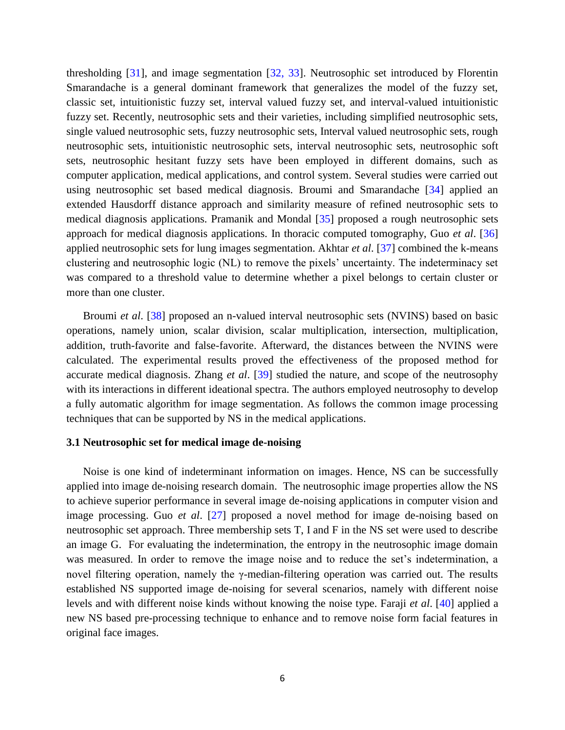thresholding [31], and image segmentation [32, 33]. Neutrosophic set introduced by Florentin Smarandache is a general dominant framework that generalizes the model of the fuzzy set, classic set, intuitionistic fuzzy set, interval valued fuzzy set, and interval-valued intuitionistic fuzzy set. Recently, neutrosophic sets and their varieties, including simplified neutrosophic sets, single valued neutrosophic sets, fuzzy neutrosophic sets, Interval valued neutrosophic sets, rough neutrosophic sets, intuitionistic neutrosophic sets, interval neutrosophic sets, neutrosophic soft sets, neutrosophic hesitant fuzzy sets have been employed in different domains, such as computer application, medical applications, and control system. Several studies were carried out using neutrosophic set based medical diagnosis. Broumi and Smarandache [34] applied an extended Hausdorff distance approach and similarity measure of refined neutrosophic sets to medical diagnosis applications. Pramanik and Mondal [35] proposed a rough neutrosophic sets approach for medical diagnosis applications. In thoracic computed tomography, Guo *et al*. [36] applied neutrosophic sets for lung images segmentation. Akhtar *et al*. [37] combined the k-means clustering and neutrosophic logic (NL) to remove the pixels' uncertainty. The indeterminacy set was compared to a threshold value to determine whether a pixel belongs to certain cluster or more than one cluster.

Broumi *et al*. [38] proposed an n-valued interval neutrosophic sets (NVINS) based on basic operations, namely union, scalar division, scalar multiplication, intersection, multiplication, addition, truth-favorite and false-favorite. Afterward, the distances between the NVINS were calculated. The experimental results proved the effectiveness of the proposed method for accurate medical diagnosis. Zhang *et al*. [39] studied the nature, and scope of the neutrosophy with its interactions in different ideational spectra. The authors employed neutrosophy to develop a fully automatic algorithm for image segmentation. As follows the common image processing techniques that can be supported by NS in the medical applications.

### 3.1 Neutrosophic set for medical image de-noising

Noise is one kind of indeterminant information on images. Hence, NS can be successfully applied into image de-noising research domain. The neutrosophic image properties allow the NS to achieve superior performance in several image de-noising applications in computer vision and image processing. Guo *et al*. [27] proposed a novel method for image de-noising based on neutrosophic set approach. Three membership sets T, I and F in the NS set were used to describe an image G. For evaluating the indetermination, the entropy in the neutrosophic image domain was measured. In order to remove the image noise and to reduce the set's indetermination, a novel filtering operation, namely the γ-median-filtering operation was carried out. The results established NS supported image de-noising for several scenarios, namely with different noise levels and with different noise kinds without knowing the noise type. Faraji *et al*. [40] applied a new NS based pre-processing technique to enhance and to remove noise form facial features in original face images.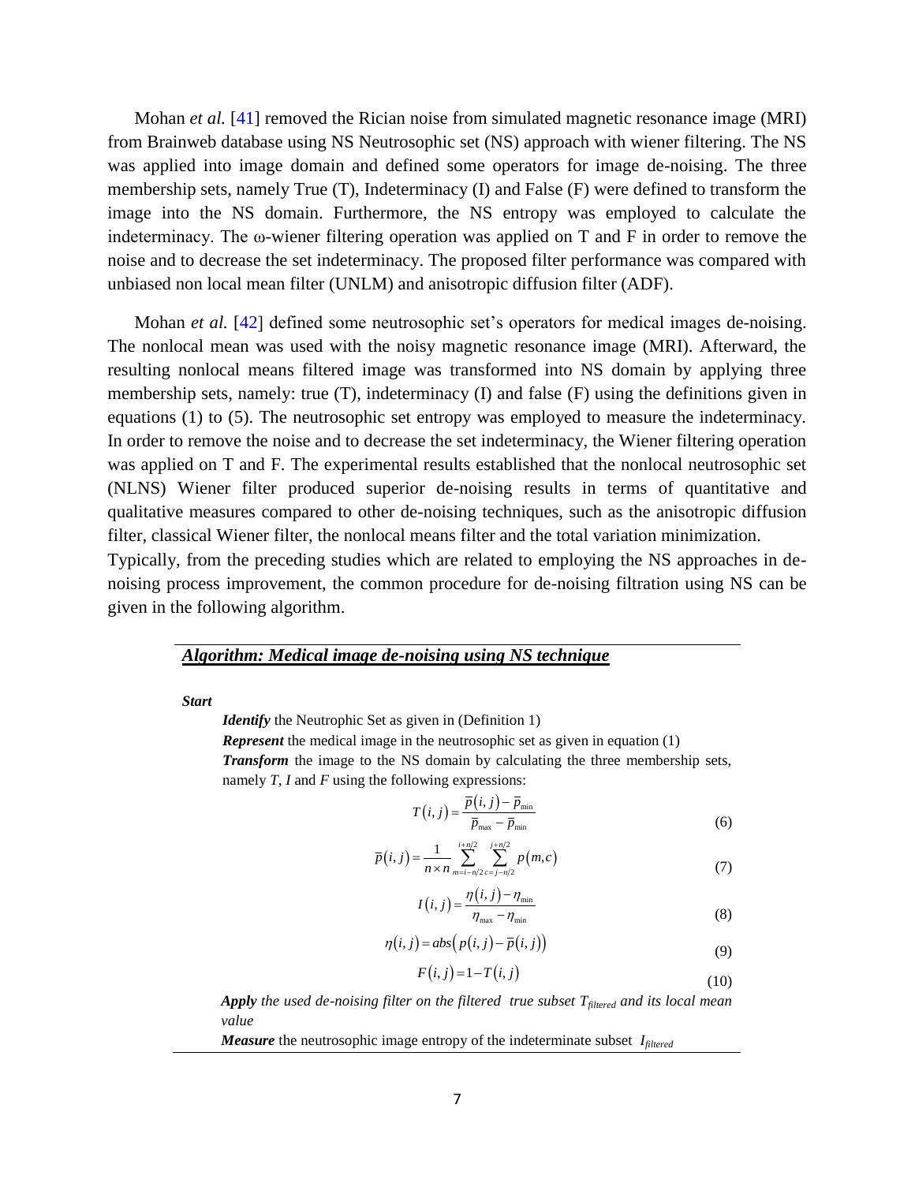Mohan *et al.* [41] removed the Rician noise from simulated magnetic resonance image (MRI) from Brainweb database using NS Neutrosophic set (NS) approach with wiener filtering. The NS was applied into image domain and defined some operators for image de-noising. The three membership sets, namely True (T), Indeterminacy (I) and False (F) were defined to transform the image into the NS domain. Furthermore, the NS entropy was employed to calculate the indeterminacy. The ω-wiener filtering operation was applied on T and F in order to remove the noise and to decrease the set indeterminacy. The proposed filter performance was compared with unbiased non local mean filter (UNLM) and anisotropic diffusion filter (ADF).

Mohan *et al.* [42] defined some neutrosophic set's operators for medical images de-noising. The nonlocal mean was used with the noisy magnetic resonance image (MRI). Afterward, the resulting nonlocal means filtered image was transformed into NS domain by applying three membership sets, namely: true (T), indeterminacy (I) and false (F) using the definitions given in equations (1) to (5). The neutrosophic set entropy was employed to measure the indeterminacy. In order to remove the noise and to decrease the set indeterminacy, the Wiener filtering operation was applied on T and F. The experimental results established that the nonlocal neutrosophic set (NLNS) Wiener filter produced superior de-noising results in terms of quantitative and qualitative measures compared to other de-noising techniques, such as the anisotropic diffusion filter, classical Wiener filter, the nonlocal means filter and the total variation minimization.

Typically, from the preceding studies which are related to employing the NS approaches in de-noising process improvement, the common procedure for de-noising filtration using NS can be given in the following algorithm.

***Algorithm: Medical image de-noising using NS technique***

***Start***

***Identify*** the Neutrophic Set as given in (Definition 1)

***Represent*** the medical image in the neutrosophic set as given in equation (1)

***Transform*** the image to the NS domain by calculating the three membership sets, namely *T*, *I* and *F* using the following expressions:

$$T(i,j)=\frac{\overline{p}(i,j)-\overline{p}_{\min}}{\overline{p}_{\max}-\overline{p}_{\min}} \tag{6}$$

$$\overline{p}(i,j)=\frac{1}{n\times n}\sum_{m=i-n/2}^{i+n/2}\sum_{c=j-n/2}^{j+n/2}p(m,c) \tag{7}$$

$$I(i,j)=\frac{\eta(i,j)-\eta_{\min}}{\eta_{\max}-\eta_{\min}} \tag{8}$$

$$\eta(i,j)=abs\left(p(i,j)-\overline{p}(i,j)\right) \tag{9}$$

$$F(i,j)=1-T(i,j) \tag{10}$$

***Apply*** *the used de-noising filter on the filtered true subset $T_{filtered}$ and its local mean value*

***Measure*** the neutrosophic image entropy of the indeterminate subset $I_{filtered}$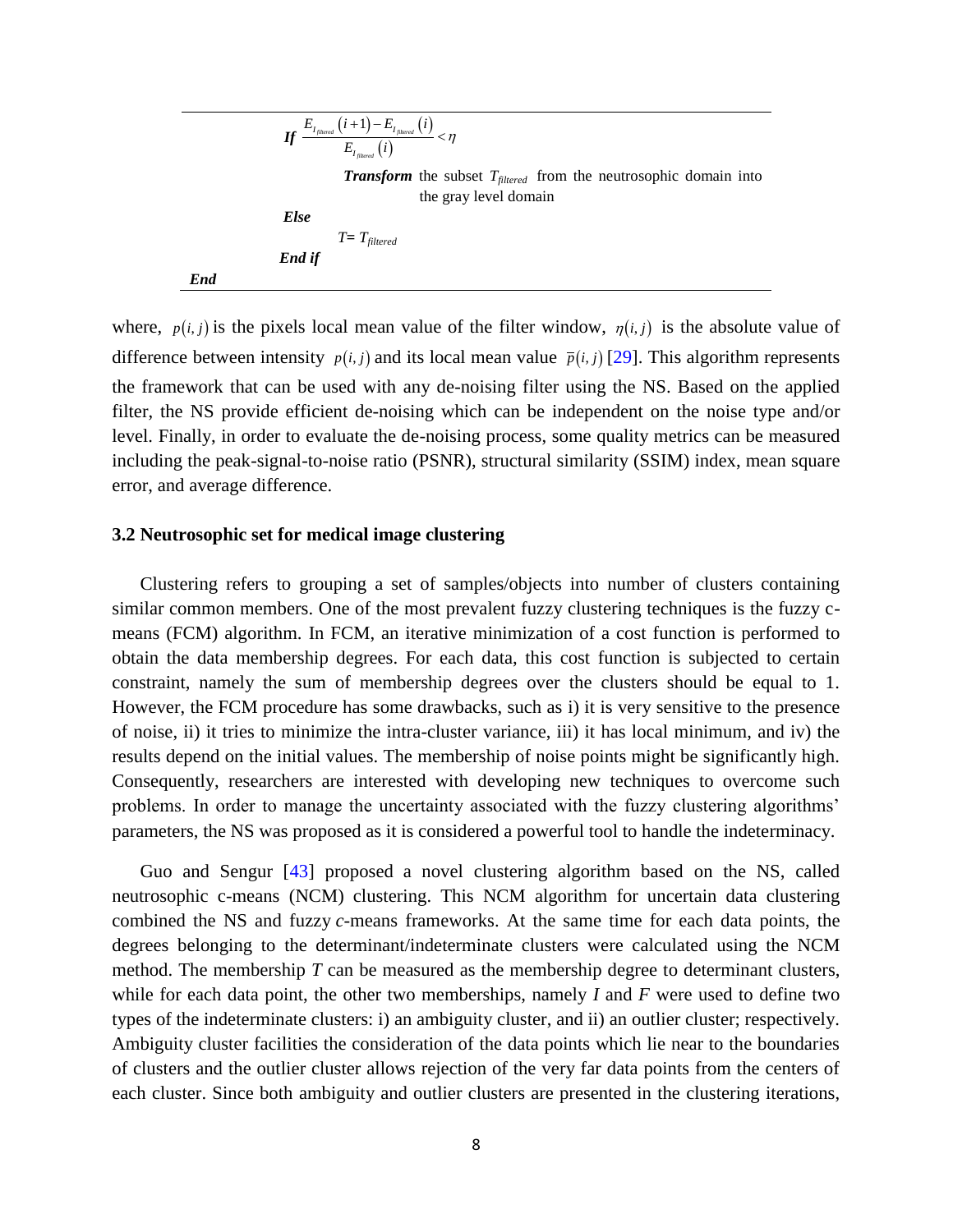```
            If (E_{I_filtered}(i+1) - E_{I_filtered}(i)) / E_{I_filtered}(i) < η
                        Transform the subset T_filtered from the neutrosophic domain into
                                  the gray level domain
            Else
                        T= T_filtered
            End if
End
```

where, $p(i,j)$ is the pixels local mean value of the filter window, $\eta(i,j)$ is the absolute value of difference between intensity $p(i,j)$ and its local mean value $\bar{p}(i,j)$ [29]. This algorithm represents the framework that can be used with any de-noising filter using the NS. Based on the applied filter, the NS provide efficient de-noising which can be independent on the noise type and/or level. Finally, in order to evaluate the de-noising process, some quality metrics can be measured including the peak-signal-to-noise ratio (PSNR), structural similarity (SSIM) index, mean square error, and average difference.

### 3.2 Neutrosophic set for medical image clustering

Clustering refers to grouping a set of samples/objects into number of clusters containing similar common members. One of the most prevalent fuzzy clustering techniques is the fuzzy c-means (FCM) algorithm. In FCM, an iterative minimization of a cost function is performed to obtain the data membership degrees. For each data, this cost function is subjected to certain constraint, namely the sum of membership degrees over the clusters should be equal to 1. However, the FCM procedure has some drawbacks, such as i) it is very sensitive to the presence of noise, ii) it tries to minimize the intra-cluster variance, iii) it has local minimum, and iv) the results depend on the initial values. The membership of noise points might be significantly high. Consequently, researchers are interested with developing new techniques to overcome such problems. In order to manage the uncertainty associated with the fuzzy clustering algorithms' parameters, the NS was proposed as it is considered a powerful tool to handle the indeterminacy.

Guo and Sengur [43] proposed a novel clustering algorithm based on the NS, called neutrosophic c-means (NCM) clustering. This NCM algorithm for uncertain data clustering combined the NS and fuzzy *c*-means frameworks. At the same time for each data points, the degrees belonging to the determinant/indeterminate clusters were calculated using the NCM method. The membership $T$ can be measured as the membership degree to determinant clusters, while for each data point, the other two memberships, namely $I$ and $F$ were used to define two types of the indeterminate clusters: i) an ambiguity cluster, and ii) an outlier cluster; respectively. Ambiguity cluster facilities the consideration of the data points which lie near to the boundaries of clusters and the outlier cluster allows rejection of the very far data points from the centers of each cluster. Since both ambiguity and outlier clusters are presented in the clustering iterations,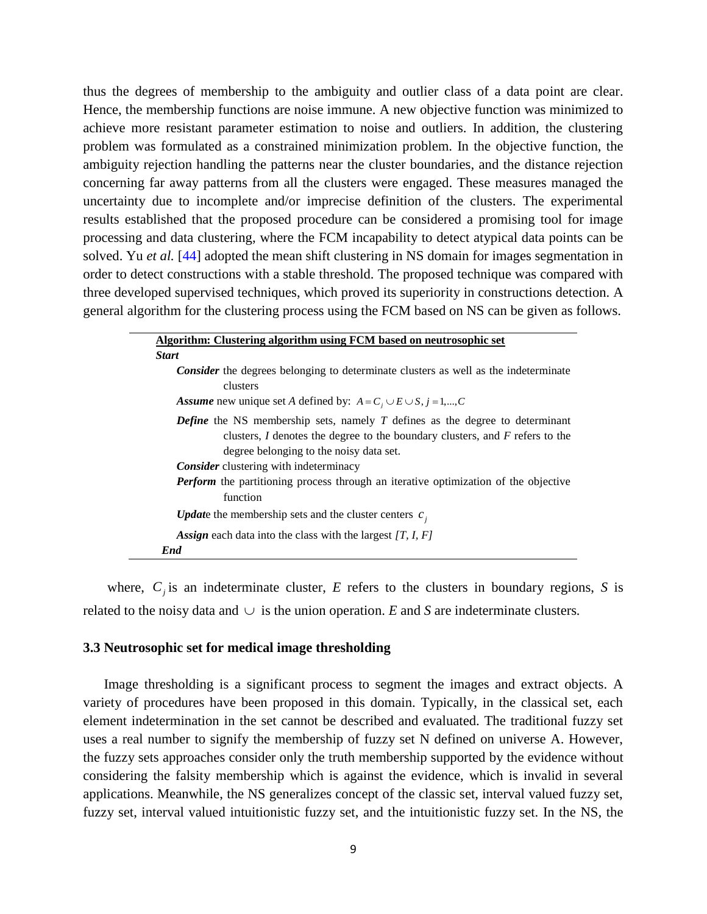thus the degrees of membership to the ambiguity and outlier class of a data point are clear. Hence, the membership functions are noise immune. A new objective function was minimized to achieve more resistant parameter estimation to noise and outliers. In addition, the clustering problem was formulated as a constrained minimization problem. In the objective function, the ambiguity rejection handling the patterns near the cluster boundaries, and the distance rejection concerning far away patterns from all the clusters were engaged. These measures managed the uncertainty due to incomplete and/or imprecise definition of the clusters. The experimental results established that the proposed procedure can be considered a promising tool for image processing and data clustering, where the FCM incapability to detect atypical data points can be solved. Yu *et al.* [44] adopted the mean shift clustering in NS domain for images segmentation in order to detect constructions with a stable threshold. The proposed technique was compared with three developed supervised techniques, which proved its superiority in constructions detection. A general algorithm for the clustering process using the FCM based on NS can be given as follows.

---

**Algorithm: Clustering algorithm using FCM based on neutrosophic set**

***Start***

- ***Consider*** the degrees belonging to determinate clusters as well as the indeterminate clusters
- ***Assume*** new unique set *A* defined by: $A = C_j \cup E \cup S,\ j = 1,...,C$
- ***Define*** the NS membership sets, namely *T* defines as the degree to determinant clusters, *I* denotes the degree to the boundary clusters, and *F* refers to the degree belonging to the noisy data set.
- ***Consider*** clustering with indeterminacy
- ***Perform*** the partitioning process through an iterative optimization of the objective function
- ***Updat***e the membership sets and the cluster centers $c_j$
- ***Assign*** each data into the class with the largest *[T, I, F]*

***End***

---

where, $C_j$ is an indeterminate cluster, *E* refers to the clusters in boundary regions, *S* is related to the noisy data and $\cup$ is the union operation. *E* and *S* are indeterminate clusters.

### 3.3 Neutrosophic set for medical image thresholding

Image thresholding is a significant process to segment the images and extract objects. A variety of procedures have been proposed in this domain. Typically, in the classical set, each element indetermination in the set cannot be described and evaluated. The traditional fuzzy set uses a real number to signify the membership of fuzzy set N defined on universe A. However, the fuzzy sets approaches consider only the truth membership supported by the evidence without considering the falsity membership which is against the evidence, which is invalid in several applications. Meanwhile, the NS generalizes concept of the classic set, interval valued fuzzy set, fuzzy set, interval valued intuitionistic fuzzy set, and the intuitionistic fuzzy set. In the NS, the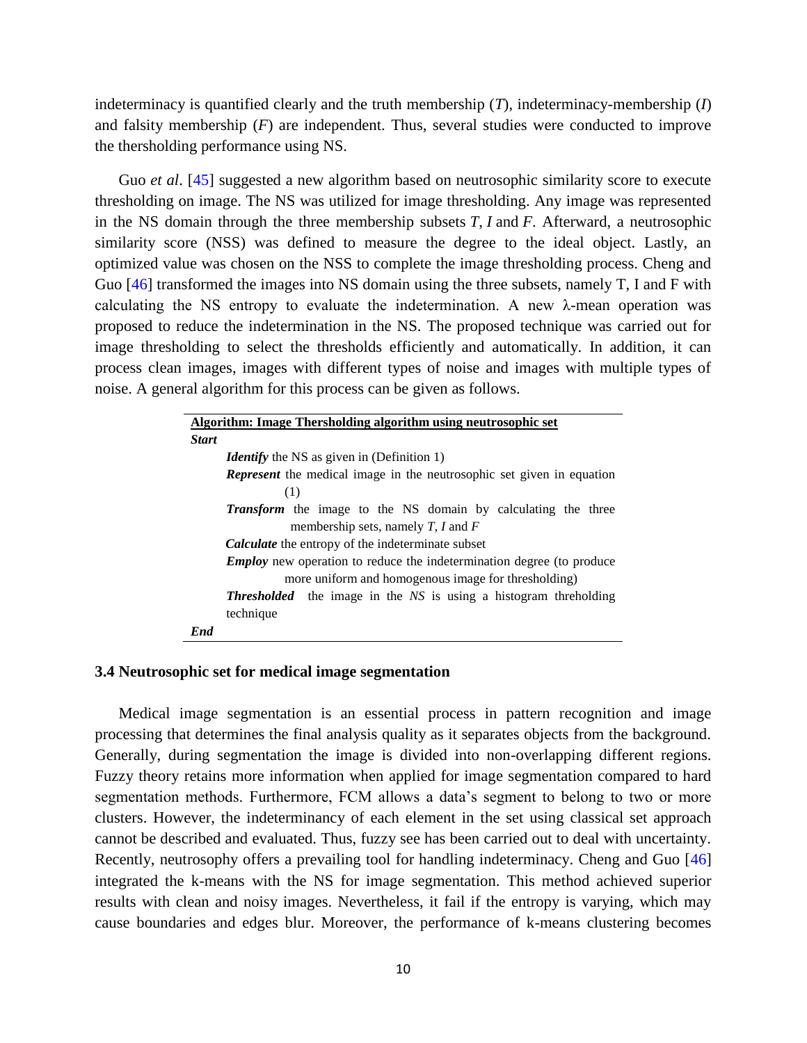indeterminacy is quantified clearly and the truth membership (*T*), indeterminacy-membership (*I*) and falsity membership (*F*) are independent. Thus, several studies were conducted to improve the thersholding performance using NS.

Guo *et al*. [45] suggested a new algorithm based on neutrosophic similarity score to execute thresholding on image. The NS was utilized for image thresholding. Any image was represented in the NS domain through the three membership subsets *T*, *I* and *F*. Afterward, a neutrosophic similarity score (NSS) was defined to measure the degree to the ideal object. Lastly, an optimized value was chosen on the NSS to complete the image thresholding process. Cheng and Guo [46] transformed the images into NS domain using the three subsets, namely T, I and F with calculating the NS entropy to evaluate the indetermination. A new λ-mean operation was proposed to reduce the indetermination in the NS. The proposed technique was carried out for image thresholding to select the thresholds efficiently and automatically. In addition, it can process clean images, images with different types of noise and images with multiple types of noise. A general algorithm for this process can be given as follows.

---

**Algorithm: Image Thersholding algorithm using neutrosophic set**

***Start***

- ***Identify*** the NS as given in (Definition 1)
- ***Represent*** the medical image in the neutrosophic set given in equation (1)
- ***Transform*** the image to the NS domain by calculating the three membership sets, namely *T*, *I* and *F*
- ***Calculate*** the entropy of the indeterminate subset
- ***Employ*** new operation to reduce the indetermination degree (to produce more uniform and homogenous image for thresholding)
- ***Thresholded*** the image in the *NS* is using a histogram threholding technique

***End***

---

### 3.4 Neutrosophic set for medical image segmentation

Medical image segmentation is an essential process in pattern recognition and image processing that determines the final analysis quality as it separates objects from the background. Generally, during segmentation the image is divided into non-overlapping different regions. Fuzzy theory retains more information when applied for image segmentation compared to hard segmentation methods. Furthermore, FCM allows a data's segment to belong to two or more clusters. However, the indeterminancy of each element in the set using classical set approach cannot be described and evaluated. Thus, fuzzy see has been carried out to deal with uncertainty. Recently, neutrosophy offers a prevailing tool for handling indeterminacy. Cheng and Guo [46] integrated the k-means with the NS for image segmentation. This method achieved superior results with clean and noisy images. Nevertheless, it fail if the entropy is varying, which may cause boundaries and edges blur. Moreover, the performance of k-means clustering becomes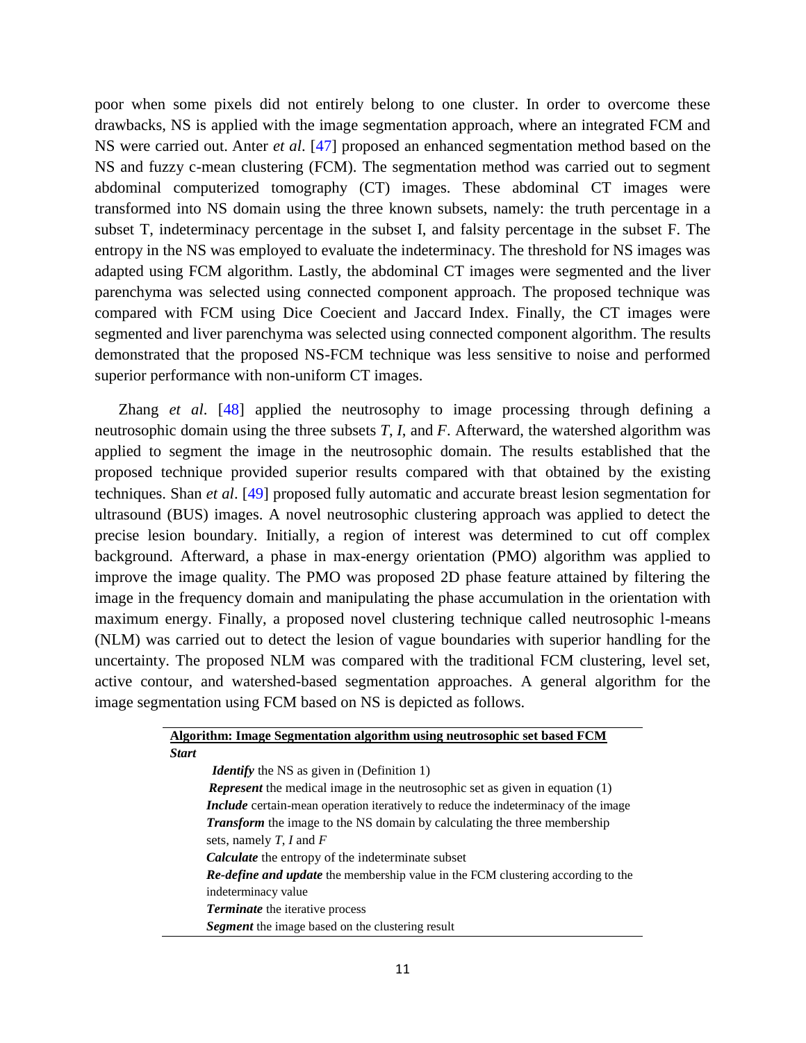poor when some pixels did not entirely belong to one cluster. In order to overcome these drawbacks, NS is applied with the image segmentation approach, where an integrated FCM and NS were carried out. Anter *et al*. [47] proposed an enhanced segmentation method based on the NS and fuzzy c-mean clustering (FCM). The segmentation method was carried out to segment abdominal computerized tomography (CT) images. These abdominal CT images were transformed into NS domain using the three known subsets, namely: the truth percentage in a subset T, indeterminacy percentage in the subset I, and falsity percentage in the subset F. The entropy in the NS was employed to evaluate the indeterminacy. The threshold for NS images was adapted using FCM algorithm. Lastly, the abdominal CT images were segmented and the liver parenchyma was selected using connected component approach. The proposed technique was compared with FCM using Dice Coecient and Jaccard Index. Finally, the CT images were segmented and liver parenchyma was selected using connected component algorithm. The results demonstrated that the proposed NS-FCM technique was less sensitive to noise and performed superior performance with non-uniform CT images.

Zhang *et al*. [48] applied the neutrosophy to image processing through defining a neutrosophic domain using the three subsets *T*, *I*, and *F*. Afterward, the watershed algorithm was applied to segment the image in the neutrosophic domain. The results established that the proposed technique provided superior results compared with that obtained by the existing techniques. Shan *et al*. [49] proposed fully automatic and accurate breast lesion segmentation for ultrasound (BUS) images. A novel neutrosophic clustering approach was applied to detect the precise lesion boundary. Initially, a region of interest was determined to cut off complex background. Afterward, a phase in max-energy orientation (PMO) algorithm was applied to improve the image quality. The PMO was proposed 2D phase feature attained by filtering the image in the frequency domain and manipulating the phase accumulation in the orientation with maximum energy. Finally, a proposed novel clustering technique called neutrosophic l-means (NLM) was carried out to detect the lesion of vague boundaries with superior handling for the uncertainty. The proposed NLM was compared with the traditional FCM clustering, level set, active contour, and watershed-based segmentation approaches. A general algorithm for the image segmentation using FCM based on NS is depicted as follows.

**Algorithm: Image Segmentation algorithm using neutrosophic set based FCM**

***Start***

- ***Identify*** the NS as given in (Definition 1)
- ***Represent*** the medical image in the neutrosophic set as given in equation (1)
- ***Include*** certain-mean operation iteratively to reduce the indeterminacy of the image
- ***Transform*** the image to the NS domain by calculating the three membership sets, namely *T*, *I* and *F*
- ***Calculate*** the entropy of the indeterminate subset
- ***Re-define and update*** the membership value in the FCM clustering according to the indeterminacy value
- ***Terminate*** the iterative process
- ***Segment*** the image based on the clustering result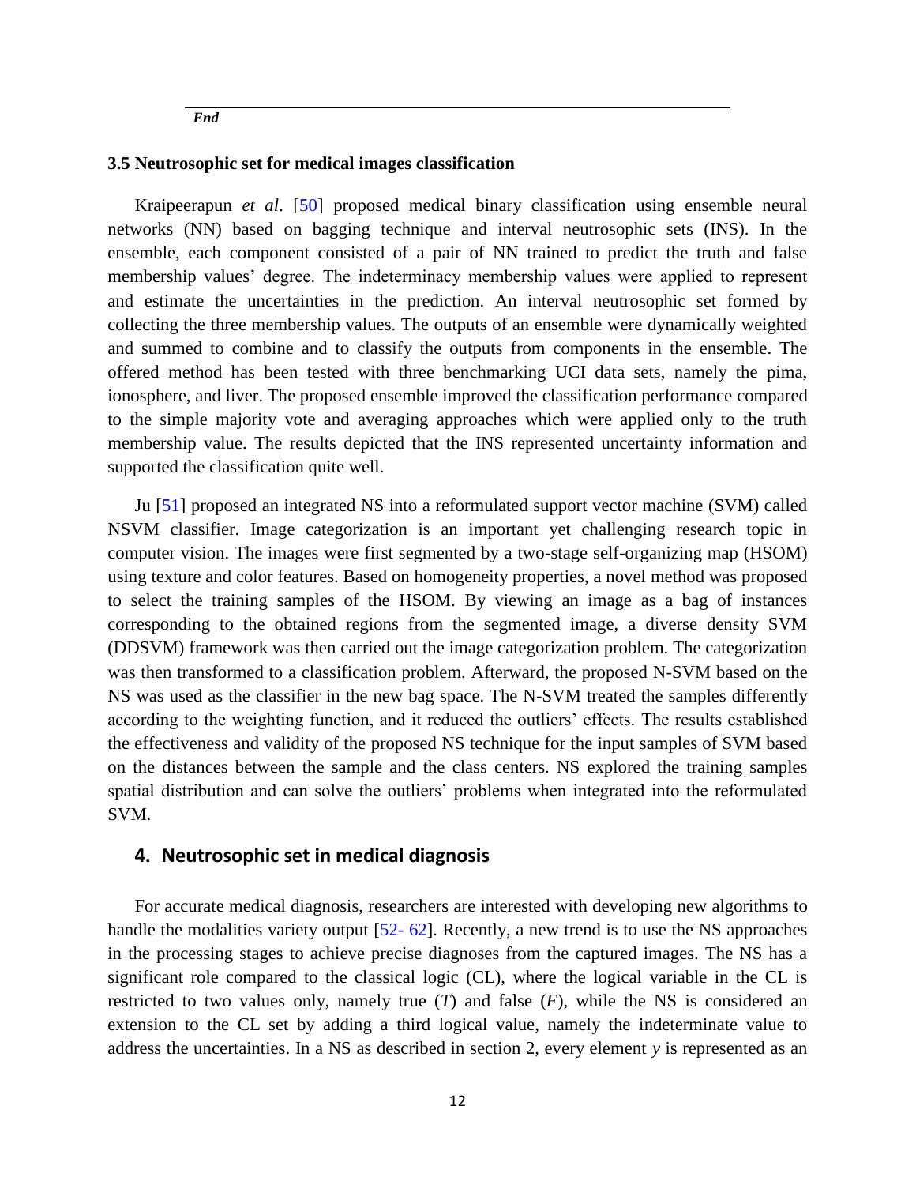*End*

### 3.5 Neutrosophic set for medical images classification

Kraipeerapun *et al*. [50] proposed medical binary classification using ensemble neural networks (NN) based on bagging technique and interval neutrosophic sets (INS). In the ensemble, each component consisted of a pair of NN trained to predict the truth and false membership values' degree. The indeterminacy membership values were applied to represent and estimate the uncertainties in the prediction. An interval neutrosophic set formed by collecting the three membership values. The outputs of an ensemble were dynamically weighted and summed to combine and to classify the outputs from components in the ensemble. The offered method has been tested with three benchmarking UCI data sets, namely the pima, ionosphere, and liver. The proposed ensemble improved the classification performance compared to the simple majority vote and averaging approaches which were applied only to the truth membership value. The results depicted that the INS represented uncertainty information and supported the classification quite well.

Ju [51] proposed an integrated NS into a reformulated support vector machine (SVM) called NSVM classifier. Image categorization is an important yet challenging research topic in computer vision. The images were first segmented by a two-stage self-organizing map (HSOM) using texture and color features. Based on homogeneity properties, a novel method was proposed to select the training samples of the HSOM. By viewing an image as a bag of instances corresponding to the obtained regions from the segmented image, a diverse density SVM (DDSVM) framework was then carried out the image categorization problem. The categorization was then transformed to a classification problem. Afterward, the proposed N-SVM based on the NS was used as the classifier in the new bag space. The N-SVM treated the samples differently according to the weighting function, and it reduced the outliers' effects. The results established the effectiveness and validity of the proposed NS technique for the input samples of SVM based on the distances between the sample and the class centers. NS explored the training samples spatial distribution and can solve the outliers' problems when integrated into the reformulated SVM.

## 4. Neutrosophic set in medical diagnosis

For accurate medical diagnosis, researchers are interested with developing new algorithms to handle the modalities variety output [52- 62]. Recently, a new trend is to use the NS approaches in the processing stages to achieve precise diagnoses from the captured images. The NS has a significant role compared to the classical logic (CL), where the logical variable in the CL is restricted to two values only, namely true ($T$) and false ($F$), while the NS is considered an extension to the CL set by adding a third logical value, namely the indeterminate value to address the uncertainties. In a NS as described in section 2, every element $y$ is represented as an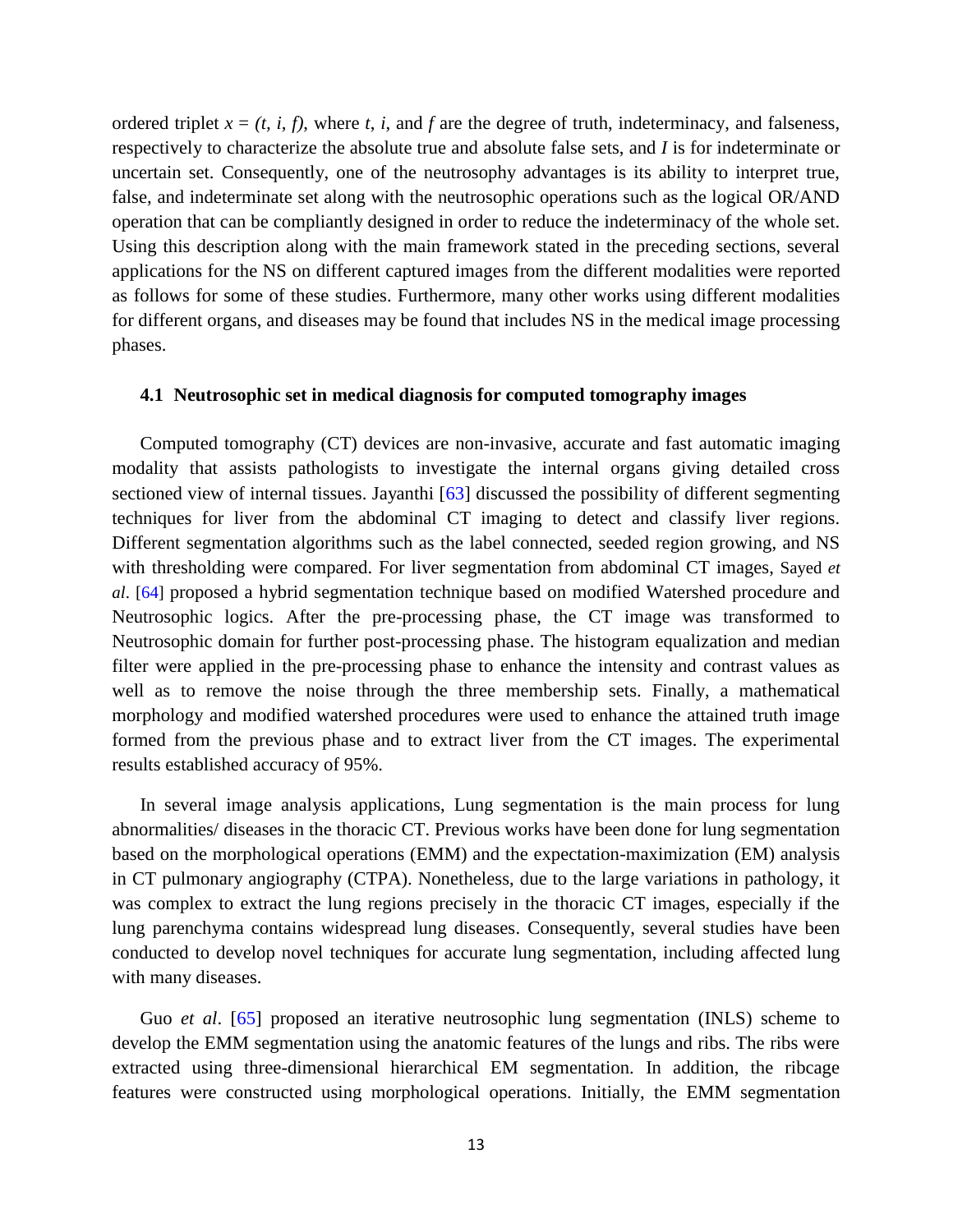ordered triplet $x = (t, i, f)$, where $t$, $i$, and $f$ are the degree of truth, indeterminacy, and falseness, respectively to characterize the absolute true and absolute false sets, and $I$ is for indeterminate or uncertain set. Consequently, one of the neutrosophy advantages is its ability to interpret true, false, and indeterminate set along with the neutrosophic operations such as the logical OR/AND operation that can be compliantly designed in order to reduce the indeterminacy of the whole set. Using this description along with the main framework stated in the preceding sections, several applications for the NS on different captured images from the different modalities were reported as follows for some of these studies. Furthermore, many other works using different modalities for different organs, and diseases may be found that includes NS in the medical image processing phases.

### 4.1 Neutrosophic set in medical diagnosis for computed tomography images

Computed tomography (CT) devices are non-invasive, accurate and fast automatic imaging modality that assists pathologists to investigate the internal organs giving detailed cross sectioned view of internal tissues. Jayanthi [63] discussed the possibility of different segmenting techniques for liver from the abdominal CT imaging to detect and classify liver regions. Different segmentation algorithms such as the label connected, seeded region growing, and NS with thresholding were compared. For liver segmentation from abdominal CT images, Sayed *et al*. [64] proposed a hybrid segmentation technique based on modified Watershed procedure and Neutrosophic logics. After the pre-processing phase, the CT image was transformed to Neutrosophic domain for further post-processing phase. The histogram equalization and median filter were applied in the pre-processing phase to enhance the intensity and contrast values as well as to remove the noise through the three membership sets. Finally, a mathematical morphology and modified watershed procedures were used to enhance the attained truth image formed from the previous phase and to extract liver from the CT images. The experimental results established accuracy of 95%.

In several image analysis applications, Lung segmentation is the main process for lung abnormalities/ diseases in the thoracic CT. Previous works have been done for lung segmentation based on the morphological operations (EMM) and the expectation-maximization (EM) analysis in CT pulmonary angiography (CTPA). Nonetheless, due to the large variations in pathology, it was complex to extract the lung regions precisely in the thoracic CT images, especially if the lung parenchyma contains widespread lung diseases. Consequently, several studies have been conducted to develop novel techniques for accurate lung segmentation, including affected lung with many diseases.

Guo *et al*. [65] proposed an iterative neutrosophic lung segmentation (INLS) scheme to develop the EMM segmentation using the anatomic features of the lungs and ribs. The ribs were extracted using three-dimensional hierarchical EM segmentation. In addition, the ribcage features were constructed using morphological operations. Initially, the EMM segmentation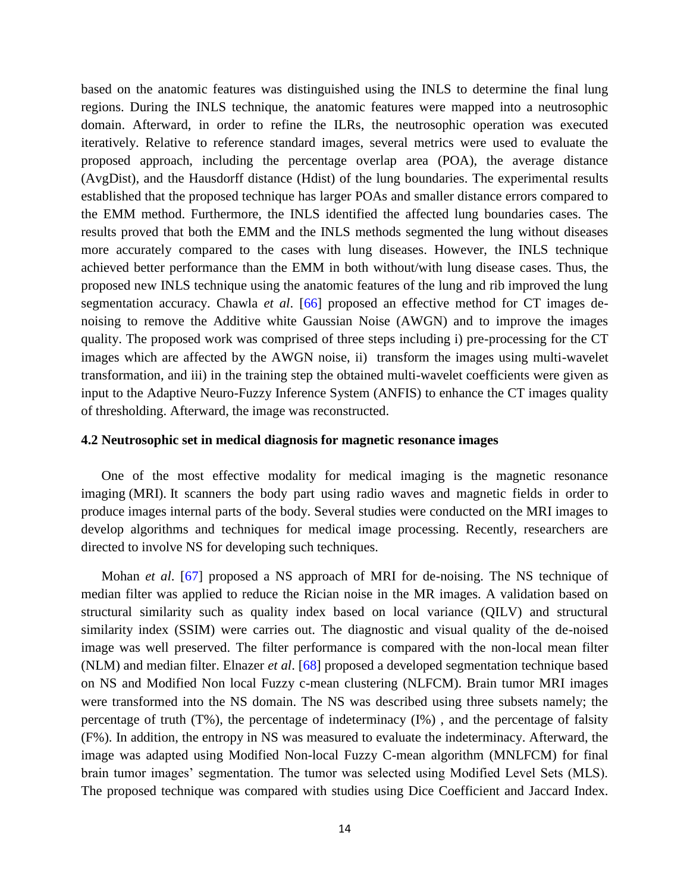based on the anatomic features was distinguished using the INLS to determine the final lung regions. During the INLS technique, the anatomic features were mapped into a neutrosophic domain. Afterward, in order to refine the ILRs, the neutrosophic operation was executed iteratively. Relative to reference standard images, several metrics were used to evaluate the proposed approach, including the percentage overlap area (POA), the average distance (AvgDist), and the Hausdorff distance (Hdist) of the lung boundaries. The experimental results established that the proposed technique has larger POAs and smaller distance errors compared to the EMM method. Furthermore, the INLS identified the affected lung boundaries cases. The results proved that both the EMM and the INLS methods segmented the lung without diseases more accurately compared to the cases with lung diseases. However, the INLS technique achieved better performance than the EMM in both without/with lung disease cases. Thus, the proposed new INLS technique using the anatomic features of the lung and rib improved the lung segmentation accuracy. Chawla *et al*. [66] proposed an effective method for CT images de-noising to remove the Additive white Gaussian Noise (AWGN) and to improve the images quality. The proposed work was comprised of three steps including i) pre-processing for the CT images which are affected by the AWGN noise, ii) transform the images using multi-wavelet transformation, and iii) in the training step the obtained multi-wavelet coefficients were given as input to the Adaptive Neuro-Fuzzy Inference System (ANFIS) to enhance the CT images quality of thresholding. Afterward, the image was reconstructed.

### 4.2 Neutrosophic set in medical diagnosis for magnetic resonance images

One of the most effective modality for medical imaging is the magnetic resonance imaging (MRI). It scanners the body part using radio waves and magnetic fields in order to produce images internal parts of the body. Several studies were conducted on the MRI images to develop algorithms and techniques for medical image processing. Recently, researchers are directed to involve NS for developing such techniques.

Mohan *et al*. [67] proposed a NS approach of MRI for de-noising. The NS technique of median filter was applied to reduce the Rician noise in the MR images. A validation based on structural similarity such as quality index based on local variance (QILV) and structural similarity index (SSIM) were carries out. The diagnostic and visual quality of the de-noised image was well preserved. The filter performance is compared with the non-local mean filter (NLM) and median filter. Elnazer *et al*. [68] proposed a developed segmentation technique based on NS and Modified Non local Fuzzy c-mean clustering (NLFCM). Brain tumor MRI images were transformed into the NS domain. The NS was described using three subsets namely; the percentage of truth (T%), the percentage of indeterminacy (I%) , and the percentage of falsity (F%). In addition, the entropy in NS was measured to evaluate the indeterminacy. Afterward, the image was adapted using Modified Non-local Fuzzy C-mean algorithm (MNLFCM) for final brain tumor images' segmentation. The tumor was selected using Modified Level Sets (MLS). The proposed technique was compared with studies using Dice Coefficient and Jaccard Index.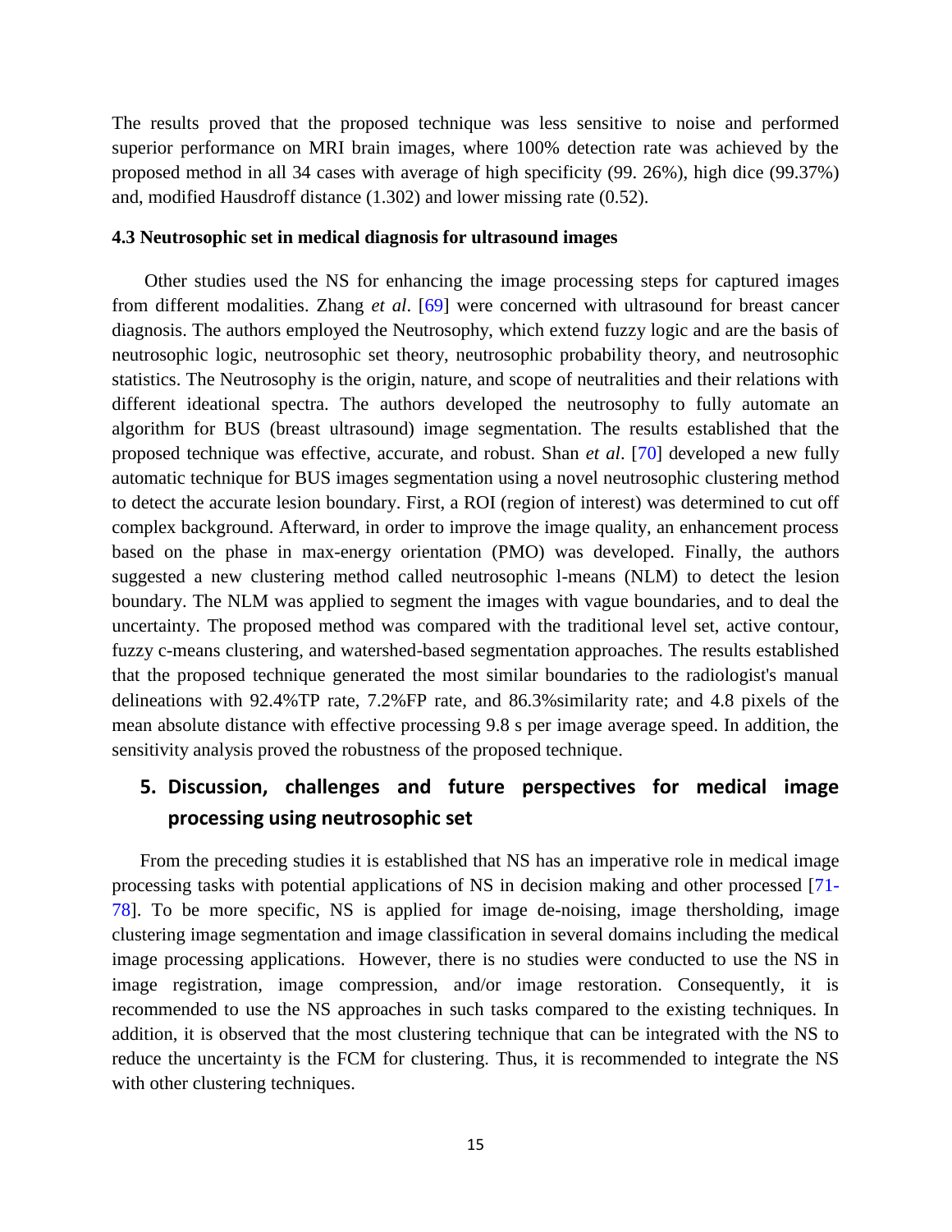The results proved that the proposed technique was less sensitive to noise and performed superior performance on MRI brain images, where 100% detection rate was achieved by the proposed method in all 34 cases with average of high specificity (99. 26%), high dice (99.37%) and, modified Hausdroff distance (1.302) and lower missing rate (0.52).

### 4.3 Neutrosophic set in medical diagnosis for ultrasound images

Other studies used the NS for enhancing the image processing steps for captured images from different modalities. Zhang *et al*. [69] were concerned with ultrasound for breast cancer diagnosis. The authors employed the Neutrosophy, which extend fuzzy logic and are the basis of neutrosophic logic, neutrosophic set theory, neutrosophic probability theory, and neutrosophic statistics. The Neutrosophy is the origin, nature, and scope of neutralities and their relations with different ideational spectra. The authors developed the neutrosophy to fully automate an algorithm for BUS (breast ultrasound) image segmentation. The results established that the proposed technique was effective, accurate, and robust. Shan *et al*. [70] developed a new fully automatic technique for BUS images segmentation using a novel neutrosophic clustering method to detect the accurate lesion boundary. First, a ROI (region of interest) was determined to cut off complex background. Afterward, in order to improve the image quality, an enhancement process based on the phase in max-energy orientation (PMO) was developed. Finally, the authors suggested a new clustering method called neutrosophic l-means (NLM) to detect the lesion boundary. The NLM was applied to segment the images with vague boundaries, and to deal the uncertainty. The proposed method was compared with the traditional level set, active contour, fuzzy c-means clustering, and watershed-based segmentation approaches. The results established that the proposed technique generated the most similar boundaries to the radiologist's manual delineations with 92.4%TP rate, 7.2%FP rate, and 86.3%similarity rate; and 4.8 pixels of the mean absolute distance with effective processing 9.8 s per image average speed. In addition, the sensitivity analysis proved the robustness of the proposed technique.

## 5. Discussion, challenges and future perspectives for medical image processing using neutrosophic set

From the preceding studies it is established that NS has an imperative role in medical image processing tasks with potential applications of NS in decision making and other processed [71-78]. To be more specific, NS is applied for image de-noising, image thersholding, image clustering image segmentation and image classification in several domains including the medical image processing applications. However, there is no studies were conducted to use the NS in image registration, image compression, and/or image restoration. Consequently, it is recommended to use the NS approaches in such tasks compared to the existing techniques. In addition, it is observed that the most clustering technique that can be integrated with the NS to reduce the uncertainty is the FCM for clustering. Thus, it is recommended to integrate the NS with other clustering techniques.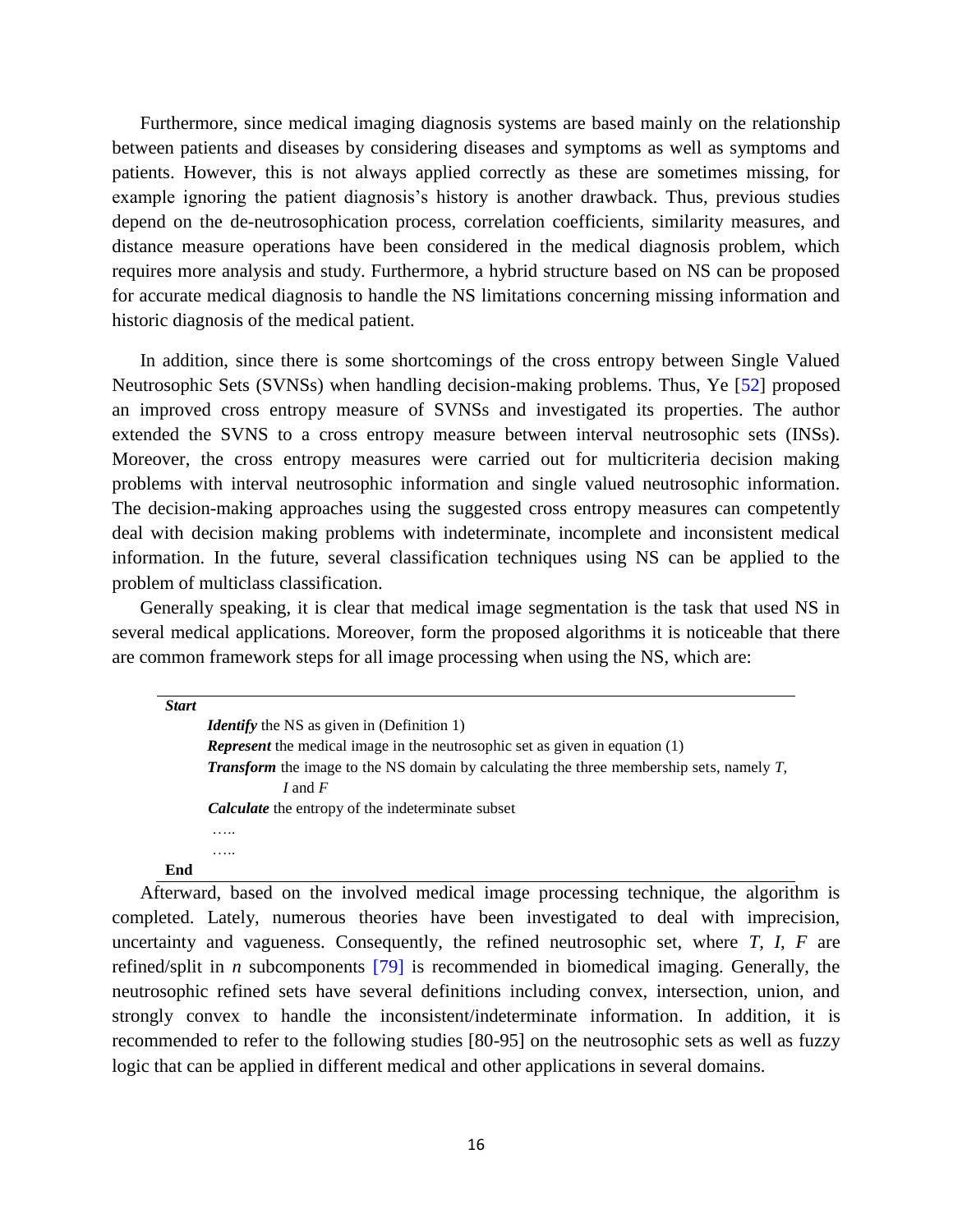Furthermore, since medical imaging diagnosis systems are based mainly on the relationship between patients and diseases by considering diseases and symptoms as well as symptoms and patients. However, this is not always applied correctly as these are sometimes missing, for example ignoring the patient diagnosis's history is another drawback. Thus, previous studies depend on the de-neutrosophication process, correlation coefficients, similarity measures, and distance measure operations have been considered in the medical diagnosis problem, which requires more analysis and study. Furthermore, a hybrid structure based on NS can be proposed for accurate medical diagnosis to handle the NS limitations concerning missing information and historic diagnosis of the medical patient.

In addition, since there is some shortcomings of the cross entropy between Single Valued Neutrosophic Sets (SVNSs) when handling decision-making problems. Thus, Ye [52] proposed an improved cross entropy measure of SVNSs and investigated its properties. The author extended the SVNS to a cross entropy measure between interval neutrosophic sets (INSs). Moreover, the cross entropy measures were carried out for multicriteria decision making problems with interval neutrosophic information and single valued neutrosophic information. The decision-making approaches using the suggested cross entropy measures can competently deal with decision making problems with indeterminate, incomplete and inconsistent medical information. In the future, several classification techniques using NS can be applied to the problem of multiclass classification.

Generally speaking, it is clear that medical image segmentation is the task that used NS in several medical applications. Moreover, form the proposed algorithms it is noticeable that there are common framework steps for all image processing when using the NS, which are:

---

***Start***

- ***Identify*** the NS as given in (Definition 1)
- ***Represent*** the medical image in the neutrosophic set as given in equation (1)
- ***Transform*** the image to the NS domain by calculating the three membership sets, namely $T$, $I$ and $F$
- ***Calculate*** the entropy of the indeterminate subset
- …..
- …..

**End**

---

Afterward, based on the involved medical image processing technique, the algorithm is completed. Lately, numerous theories have been investigated to deal with imprecision, uncertainty and vagueness. Consequently, the refined neutrosophic set, where $T$, $I$, $F$ are refined/split in $n$ subcomponents [79] is recommended in biomedical imaging. Generally, the neutrosophic refined sets have several definitions including convex, intersection, union, and strongly convex to handle the inconsistent/indeterminate information. In addition, it is recommended to refer to the following studies [80-95] on the neutrosophic sets as well as fuzzy logic that can be applied in different medical and other applications in several domains.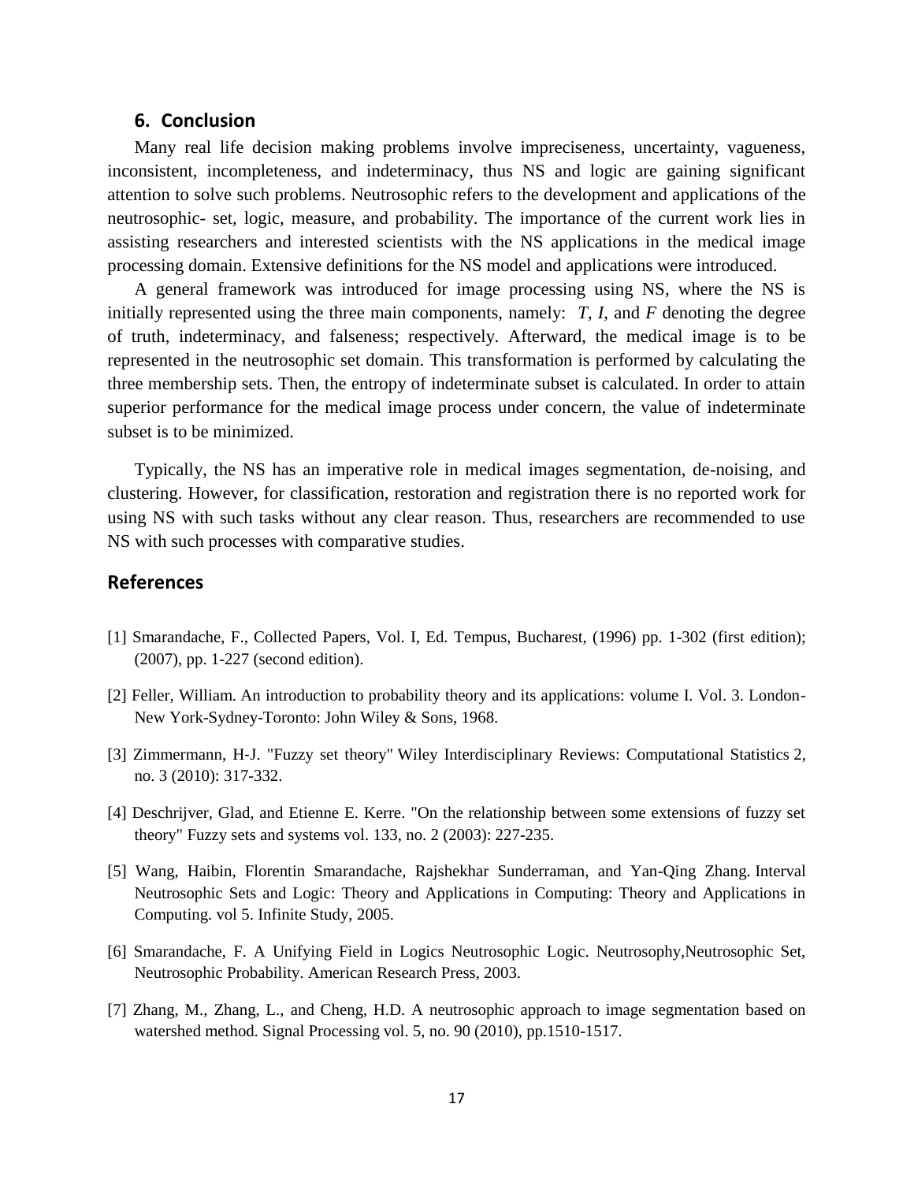## 6. Conclusion

Many real life decision making problems involve impreciseness, uncertainty, vagueness, inconsistent, incompleteness, and indeterminacy, thus NS and logic are gaining significant attention to solve such problems. Neutrosophic refers to the development and applications of the neutrosophic- set, logic, measure, and probability. The importance of the current work lies in assisting researchers and interested scientists with the NS applications in the medical image processing domain. Extensive definitions for the NS model and applications were introduced.

A general framework was introduced for image processing using NS, where the NS is initially represented using the three main components, namely: $T$, $I$, and $F$ denoting the degree of truth, indeterminacy, and falseness; respectively. Afterward, the medical image is to be represented in the neutrosophic set domain. This transformation is performed by calculating the three membership sets. Then, the entropy of indeterminate subset is calculated. In order to attain superior performance for the medical image process under concern, the value of indeterminate subset is to be minimized.

Typically, the NS has an imperative role in medical images segmentation, de-noising, and clustering. However, for classification, restoration and registration there is no reported work for using NS with such tasks without any clear reason. Thus, researchers are recommended to use NS with such processes with comparative studies.

## References

[1] Smarandache, F., Collected Papers, Vol. I, Ed. Tempus, Bucharest, (1996) pp. 1-302 (first edition); (2007), pp. 1-227 (second edition).

[2] Feller, William. An introduction to probability theory and its applications: volume I. Vol. 3. London-New York-Sydney-Toronto: John Wiley & Sons, 1968.

[3] Zimmermann, H-J. "Fuzzy set theory" Wiley Interdisciplinary Reviews: Computational Statistics 2, no. 3 (2010): 317-332.

[4] Deschrijver, Glad, and Etienne E. Kerre. "On the relationship between some extensions of fuzzy set theory" Fuzzy sets and systems vol. 133, no. 2 (2003): 227-235.

[5] Wang, Haibin, Florentin Smarandache, Rajshekhar Sunderraman, and Yan-Qing Zhang. Interval Neutrosophic Sets and Logic: Theory and Applications in Computing: Theory and Applications in Computing. vol 5. Infinite Study, 2005.

[6] Smarandache, F. A Unifying Field in Logics Neutrosophic Logic. Neutrosophy,Neutrosophic Set, Neutrosophic Probability. American Research Press, 2003.

[7] Zhang, M., Zhang, L., and Cheng, H.D. A neutrosophic approach to image segmentation based on watershed method. Signal Processing vol. 5, no. 90 (2010), pp.1510-1517.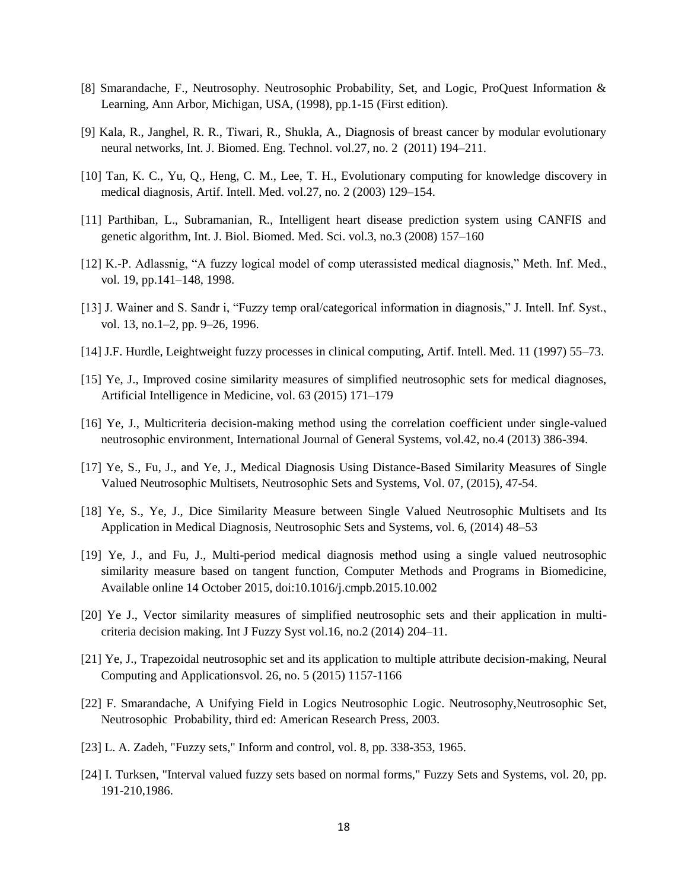[8] Smarandache, F., Neutrosophy. Neutrosophic Probability, Set, and Logic, ProQuest Information & Learning, Ann Arbor, Michigan, USA, (1998), pp.1-15 (First edition).

[9] Kala, R., Janghel, R. R., Tiwari, R., Shukla, A., Diagnosis of breast cancer by modular evolutionary neural networks, Int. J. Biomed. Eng. Technol. vol.27, no. 2 (2011) 194–211.

[10] Tan, K. C., Yu, Q., Heng, C. M., Lee, T. H., Evolutionary computing for knowledge discovery in medical diagnosis, Artif. Intell. Med. vol.27, no. 2 (2003) 129–154.

[11] Parthiban, L., Subramanian, R., Intelligent heart disease prediction system using CANFIS and genetic algorithm, Int. J. Biol. Biomed. Med. Sci. vol.3, no.3 (2008) 157–160

[12] K.-P. Adlassnig, "A fuzzy logical model of comp uterassisted medical diagnosis," Meth. Inf. Med., vol. 19, pp.141–148, 1998.

[13] J. Wainer and S. Sandr i, "Fuzzy temp oral/categorical information in diagnosis," J. Intell. Inf. Syst., vol. 13, no.1–2, pp. 9–26, 1996.

[14] J.F. Hurdle, Leightweight fuzzy processes in clinical computing, Artif. Intell. Med. 11 (1997) 55–73.

[15] Ye, J., Improved cosine similarity measures of simplified neutrosophic sets for medical diagnoses, Artificial Intelligence in Medicine, vol. 63 (2015) 171–179

[16] Ye, J., Multicriteria decision-making method using the correlation coefficient under single-valued neutrosophic environment, International Journal of General Systems, vol.42, no.4 (2013) 386-394.

[17] Ye, S., Fu, J., and Ye, J., Medical Diagnosis Using Distance-Based Similarity Measures of Single Valued Neutrosophic Multisets, Neutrosophic Sets and Systems, Vol. 07, (2015), 47-54.

[18] Ye, S., Ye, J., Dice Similarity Measure between Single Valued Neutrosophic Multisets and Its Application in Medical Diagnosis, Neutrosophic Sets and Systems, vol. 6, (2014) 48–53

[19] Ye, J., and Fu, J., Multi-period medical diagnosis method using a single valued neutrosophic similarity measure based on tangent function, Computer Methods and Programs in Biomedicine, Available online 14 October 2015, doi:10.1016/j.cmpb.2015.10.002

[20] Ye J., Vector similarity measures of simplified neutrosophic sets and their application in multi-criteria decision making. Int J Fuzzy Syst vol.16, no.2 (2014) 204–11.

[21] Ye, J., Trapezoidal neutrosophic set and its application to multiple attribute decision-making, Neural Computing and Applicationsvol. 26, no. 5 (2015) 1157-1166

[22] F. Smarandache, A Unifying Field in Logics Neutrosophic Logic. Neutrosophy,Neutrosophic Set, Neutrosophic Probability, third ed: American Research Press, 2003.

[23] L. A. Zadeh, "Fuzzy sets," Inform and control, vol. 8, pp. 338-353, 1965.

[24] I. Turksen, "Interval valued fuzzy sets based on normal forms," Fuzzy Sets and Systems, vol. 20, pp. 191-210,1986.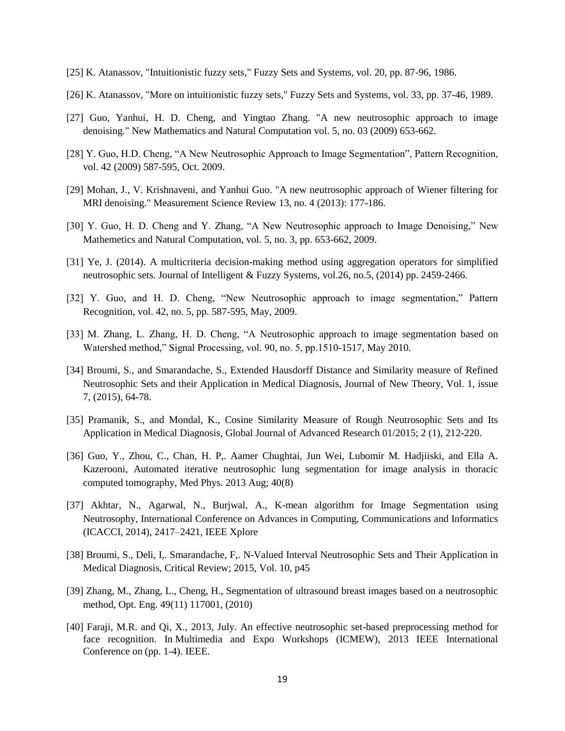[25] K. Atanassov, "Intuitionistic fuzzy sets," Fuzzy Sets and Systems, vol. 20, pp. 87-96, 1986.

[26] K. Atanassov, "More on intuitionistic fuzzy sets," Fuzzy Sets and Systems, vol. 33, pp. 37-46, 1989.

[27] Guo, Yanhui, H. D. Cheng, and Yingtao Zhang. "A new neutrosophic approach to image denoising." New Mathematics and Natural Computation vol. 5, no. 03 (2009) 653-662.

[28] Y. Guo, H.D. Cheng, "A New Neutrosophic Approach to Image Segmentation", Pattern Recognition, vol. 42 (2009) 587-595, Oct. 2009.

[29] Mohan, J., V. Krishnaveni, and Yanhui Guo. "A new neutrosophic approach of Wiener filtering for MRI denoising." Measurement Science Review 13, no. 4 (2013): 177-186.

[30] Y. Guo, H. D. Cheng and Y. Zhang, "A New Neutrosophic approach to Image Denoising," New Mathemetics and Natural Computation, vol. 5, no. 3, pp. 653-662, 2009.

[31] Ye, J. (2014). A multicriteria decision-making method using aggregation operators for simplified neutrosophic sets. Journal of Intelligent & Fuzzy Systems, vol.26, no.5, (2014) pp. 2459-2466.

[32] Y. Guo, and H. D. Cheng, "New Neutrosophic approach to image segmentation," Pattern Recognition, vol. 42, no. 5, pp. 587-595, May, 2009.

[33] M. Zhang, L. Zhang, H. D. Cheng, "A Neutrosophic approach to image segmentation based on Watershed method," Signal Processing, vol. 90, no. 5, pp.1510-1517, May 2010.

[34] Broumi, S., and Smarandache, S., Extended Hausdorff Distance and Similarity measure of Refined Neutrosophic Sets and their Application in Medical Diagnosis, Journal of New Theory, Vol. 1, issue 7, (2015), 64-78.

[35] Pramanik, S., and Mondal, K., Cosine Similarity Measure of Rough Neutrosophic Sets and Its Application in Medical Diagnosis, Global Journal of Advanced Research 01/2015; 2 (1), 212-220.

[36] Guo, Y., Zhou, C., Chan, H. P,. Aamer Chughtai, Jun Wei, Lubomir M. Hadjiiski, and Ella A. Kazerooni, Automated iterative neutrosophic lung segmentation for image analysis in thoracic computed tomography, Med Phys. 2013 Aug; 40(8)

[37] Akhtar, N., Agarwal, N., Burjwal, A., K-mean algorithm for Image Segmentation using Neutrosophy, International Conference on Advances in Computing, Communications and Informatics (ICACCI, 2014), 2417–2421, IEEE Xplore

[38] Broumi, S., Deli, I,. Smarandache, F,. N-Valued Interval Neutrosophic Sets and Their Application in Medical Diagnosis, Critical Review; 2015, Vol. 10, p45

[39] Zhang, M., Zhang, L., Cheng, H., Segmentation of ultrasound breast images based on a neutrosophic method, Opt. Eng. 49(11) 117001, (2010)

[40] Faraji, M.R. and Qi, X., 2013, July. An effective neutrosophic set-based preprocessing method for face recognition. In Multimedia and Expo Workshops (ICMEW), 2013 IEEE International Conference on (pp. 1-4). IEEE.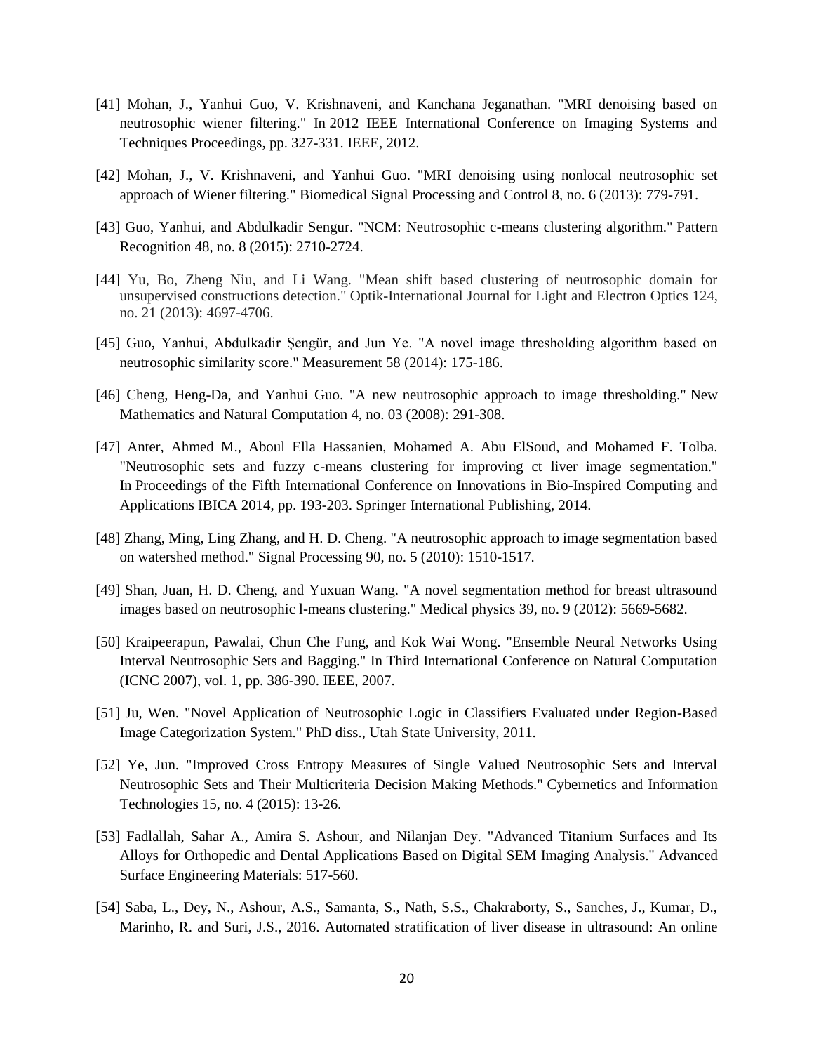[41] Mohan, J., Yanhui Guo, V. Krishnaveni, and Kanchana Jeganathan. "MRI denoising based on neutrosophic wiener filtering." In 2012 IEEE International Conference on Imaging Systems and Techniques Proceedings, pp. 327-331. IEEE, 2012.

[42] Mohan, J., V. Krishnaveni, and Yanhui Guo. "MRI denoising using nonlocal neutrosophic set approach of Wiener filtering." Biomedical Signal Processing and Control 8, no. 6 (2013): 779-791.

[43] Guo, Yanhui, and Abdulkadir Sengur. "NCM: Neutrosophic c-means clustering algorithm." Pattern Recognition 48, no. 8 (2015): 2710-2724.

[44] Yu, Bo, Zheng Niu, and Li Wang. "Mean shift based clustering of neutrosophic domain for unsupervised constructions detection." Optik-International Journal for Light and Electron Optics 124, no. 21 (2013): 4697-4706.

[45] Guo, Yanhui, Abdulkadir Şengür, and Jun Ye. "A novel image thresholding algorithm based on neutrosophic similarity score." Measurement 58 (2014): 175-186.

[46] Cheng, Heng-Da, and Yanhui Guo. "A new neutrosophic approach to image thresholding." New Mathematics and Natural Computation 4, no. 03 (2008): 291-308.

[47] Anter, Ahmed M., Aboul Ella Hassanien, Mohamed A. Abu ElSoud, and Mohamed F. Tolba. "Neutrosophic sets and fuzzy c-means clustering for improving ct liver image segmentation." In Proceedings of the Fifth International Conference on Innovations in Bio-Inspired Computing and Applications IBICA 2014, pp. 193-203. Springer International Publishing, 2014.

[48] Zhang, Ming, Ling Zhang, and H. D. Cheng. "A neutrosophic approach to image segmentation based on watershed method." Signal Processing 90, no. 5 (2010): 1510-1517.

[49] Shan, Juan, H. D. Cheng, and Yuxuan Wang. "A novel segmentation method for breast ultrasound images based on neutrosophic l-means clustering." Medical physics 39, no. 9 (2012): 5669-5682.

[50] Kraipeerapun, Pawalai, Chun Che Fung, and Kok Wai Wong. "Ensemble Neural Networks Using Interval Neutrosophic Sets and Bagging." In Third International Conference on Natural Computation (ICNC 2007), vol. 1, pp. 386-390. IEEE, 2007.

[51] Ju, Wen. "Novel Application of Neutrosophic Logic in Classifiers Evaluated under Region-Based Image Categorization System." PhD diss., Utah State University, 2011.

[52] Ye, Jun. "Improved Cross Entropy Measures of Single Valued Neutrosophic Sets and Interval Neutrosophic Sets and Their Multicriteria Decision Making Methods." Cybernetics and Information Technologies 15, no. 4 (2015): 13-26.

[53] Fadlallah, Sahar A., Amira S. Ashour, and Nilanjan Dey. "Advanced Titanium Surfaces and Its Alloys for Orthopedic and Dental Applications Based on Digital SEM Imaging Analysis." Advanced Surface Engineering Materials: 517-560.

[54] Saba, L., Dey, N., Ashour, A.S., Samanta, S., Nath, S.S., Chakraborty, S., Sanches, J., Kumar, D., Marinho, R. and Suri, J.S., 2016. Automated stratification of liver disease in ultrasound: An online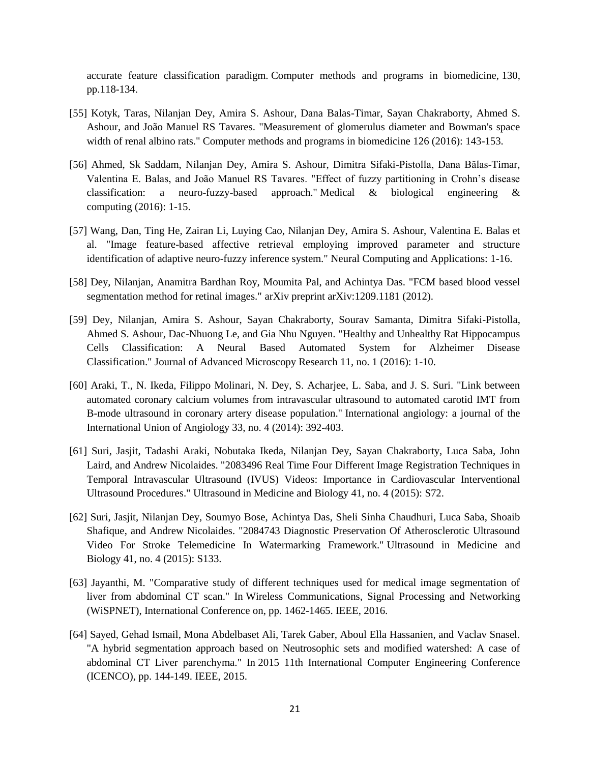accurate feature classification paradigm. Computer methods and programs in biomedicine, 130, pp.118-134.

[55] Kotyk, Taras, Nilanjan Dey, Amira S. Ashour, Dana Balas-Timar, Sayan Chakraborty, Ahmed S. Ashour, and João Manuel RS Tavares. "Measurement of glomerulus diameter and Bowman's space width of renal albino rats." Computer methods and programs in biomedicine 126 (2016): 143-153.

[56] Ahmed, Sk Saddam, Nilanjan Dey, Amira S. Ashour, Dimitra Sifaki-Pistolla, Dana Bălas-Timar, Valentina E. Balas, and João Manuel RS Tavares. "Effect of fuzzy partitioning in Crohn's disease classification: a neuro-fuzzy-based approach." Medical & biological engineering & computing (2016): 1-15.

[57] Wang, Dan, Ting He, Zairan Li, Luying Cao, Nilanjan Dey, Amira S. Ashour, Valentina E. Balas et al. "Image feature-based affective retrieval employing improved parameter and structure identification of adaptive neuro-fuzzy inference system." Neural Computing and Applications: 1-16.

[58] Dey, Nilanjan, Anamitra Bardhan Roy, Moumita Pal, and Achintya Das. "FCM based blood vessel segmentation method for retinal images." arXiv preprint arXiv:1209.1181 (2012).

[59] Dey, Nilanjan, Amira S. Ashour, Sayan Chakraborty, Sourav Samanta, Dimitra Sifaki-Pistolla, Ahmed S. Ashour, Dac-Nhuong Le, and Gia Nhu Nguyen. "Healthy and Unhealthy Rat Hippocampus Cells Classification: A Neural Based Automated System for Alzheimer Disease Classification." Journal of Advanced Microscopy Research 11, no. 1 (2016): 1-10.

[60] Araki, T., N. Ikeda, Filippo Molinari, N. Dey, S. Acharjee, L. Saba, and J. S. Suri. "Link between automated coronary calcium volumes from intravascular ultrasound to automated carotid IMT from B-mode ultrasound in coronary artery disease population." International angiology: a journal of the International Union of Angiology 33, no. 4 (2014): 392-403.

[61] Suri, Jasjit, Tadashi Araki, Nobutaka Ikeda, Nilanjan Dey, Sayan Chakraborty, Luca Saba, John Laird, and Andrew Nicolaides. "2083496 Real Time Four Different Image Registration Techniques in Temporal Intravascular Ultrasound (IVUS) Videos: Importance in Cardiovascular Interventional Ultrasound Procedures." Ultrasound in Medicine and Biology 41, no. 4 (2015): S72.

[62] Suri, Jasjit, Nilanjan Dey, Soumyo Bose, Achintya Das, Sheli Sinha Chaudhuri, Luca Saba, Shoaib Shafique, and Andrew Nicolaides. "2084743 Diagnostic Preservation Of Atherosclerotic Ultrasound Video For Stroke Telemedicine In Watermarking Framework." Ultrasound in Medicine and Biology 41, no. 4 (2015): S133.

[63] Jayanthi, M. "Comparative study of different techniques used for medical image segmentation of liver from abdominal CT scan." In Wireless Communications, Signal Processing and Networking (WiSPNET), International Conference on, pp. 1462-1465. IEEE, 2016.

[64] Sayed, Gehad Ismail, Mona Abdelbaset Ali, Tarek Gaber, Aboul Ella Hassanien, and Vaclav Snasel. "A hybrid segmentation approach based on Neutrosophic sets and modified watershed: A case of abdominal CT Liver parenchyma." In 2015 11th International Computer Engineering Conference (ICENCO), pp. 144-149. IEEE, 2015.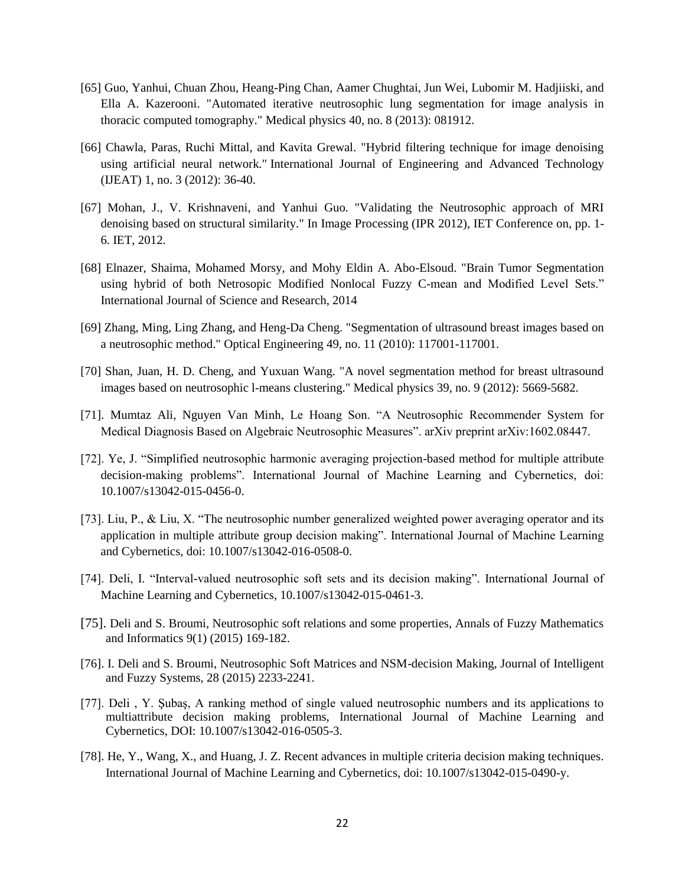[65] Guo, Yanhui, Chuan Zhou, Heang-Ping Chan, Aamer Chughtai, Jun Wei, Lubomir M. Hadjiiski, and Ella A. Kazerooni. "Automated iterative neutrosophic lung segmentation for image analysis in thoracic computed tomography." Medical physics 40, no. 8 (2013): 081912.

[66] Chawla, Paras, Ruchi Mittal, and Kavita Grewal. "Hybrid filtering technique for image denoising using artificial neural network." International Journal of Engineering and Advanced Technology (IJEAT) 1, no. 3 (2012): 36-40.

[67] Mohan, J., V. Krishnaveni, and Yanhui Guo. "Validating the Neutrosophic approach of MRI denoising based on structural similarity." In Image Processing (IPR 2012), IET Conference on, pp. 1-6. IET, 2012.

[68] Elnazer, Shaima, Mohamed Morsy, and Mohy Eldin A. Abo-Elsoud. "Brain Tumor Segmentation using hybrid of both Netrosopic Modified Nonlocal Fuzzy C-mean and Modified Level Sets." International Journal of Science and Research, 2014

[69] Zhang, Ming, Ling Zhang, and Heng-Da Cheng. "Segmentation of ultrasound breast images based on a neutrosophic method." Optical Engineering 49, no. 11 (2010): 117001-117001.

[70] Shan, Juan, H. D. Cheng, and Yuxuan Wang. "A novel segmentation method for breast ultrasound images based on neutrosophic l-means clustering." Medical physics 39, no. 9 (2012): 5669-5682.

[71]. Mumtaz Ali, Nguyen Van Minh, Le Hoang Son. "A Neutrosophic Recommender System for Medical Diagnosis Based on Algebraic Neutrosophic Measures". arXiv preprint arXiv:1602.08447.

[72]. Ye, J. "Simplified neutrosophic harmonic averaging projection-based method for multiple attribute decision-making problems". International Journal of Machine Learning and Cybernetics, doi: 10.1007/s13042-015-0456-0.

[73]. Liu, P., & Liu, X. "The neutrosophic number generalized weighted power averaging operator and its application in multiple attribute group decision making". International Journal of Machine Learning and Cybernetics, doi: 10.1007/s13042-016-0508-0.

[74]. Deli, I. "Interval-valued neutrosophic soft sets and its decision making". International Journal of Machine Learning and Cybernetics, 10.1007/s13042-015-0461-3.

[75]. Deli and S. Broumi, Neutrosophic soft relations and some properties, Annals of Fuzzy Mathematics and Informatics 9(1) (2015) 169-182.

[76]. I. Deli and S. Broumi, Neutrosophic Soft Matrices and NSM-decision Making, Journal of Intelligent and Fuzzy Systems, 28 (2015) 2233-2241.

[77]. Deli , Y. Şubaş, A ranking method of single valued neutrosophic numbers and its applications to multiattribute decision making problems, International Journal of Machine Learning and Cybernetics, DOI: 10.1007/s13042-016-0505-3.

[78]. He, Y., Wang, X., and Huang, J. Z. Recent advances in multiple criteria decision making techniques. International Journal of Machine Learning and Cybernetics, doi: 10.1007/s13042-015-0490-y.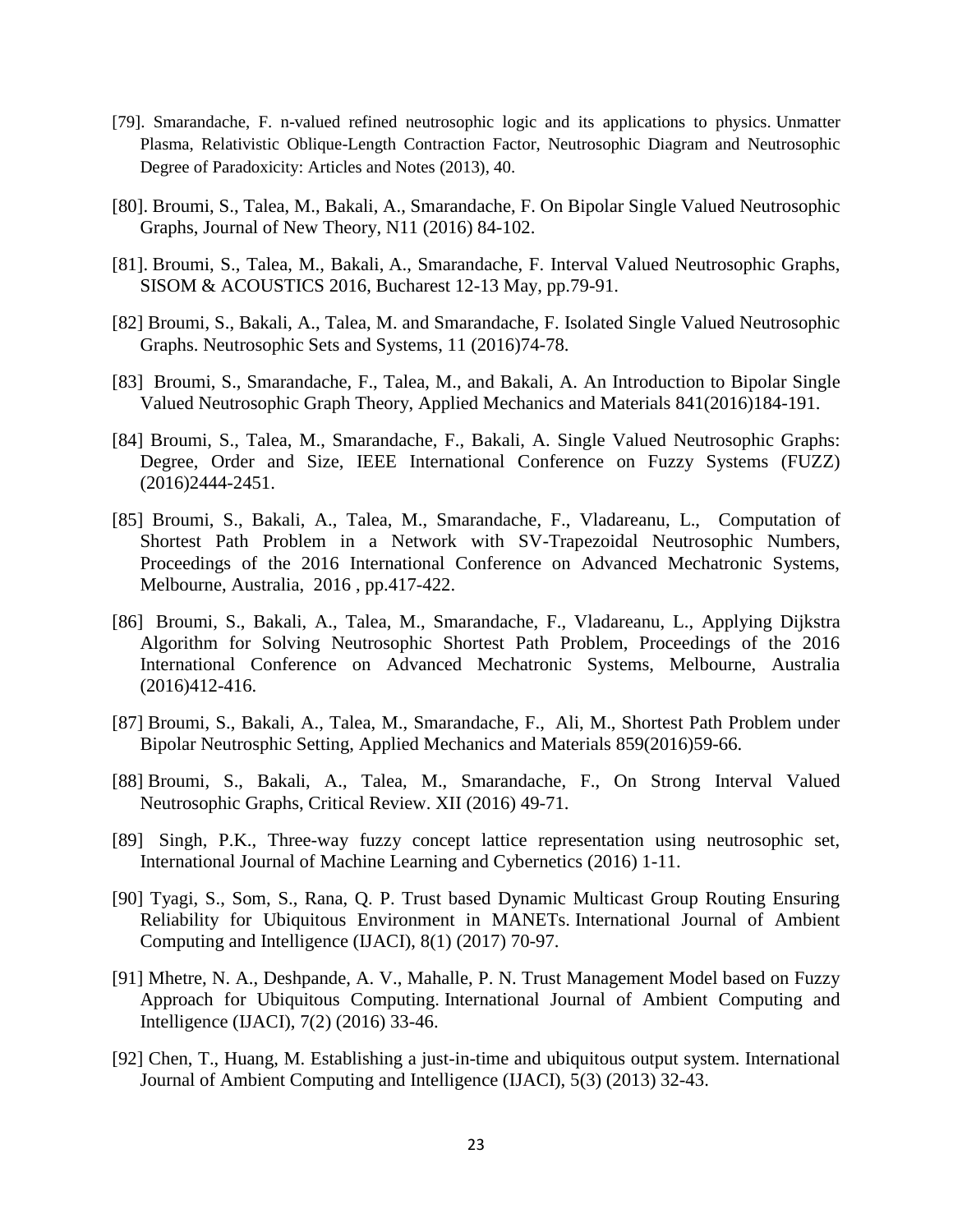[79]. Smarandache, F. n-valued refined neutrosophic logic and its applications to physics. Unmatter Plasma, Relativistic Oblique-Length Contraction Factor, Neutrosophic Diagram and Neutrosophic Degree of Paradoxicity: Articles and Notes (2013), 40.

[80]. Broumi, S., Talea, M., Bakali, A., Smarandache, F. On Bipolar Single Valued Neutrosophic Graphs, Journal of New Theory, N11 (2016) 84-102.

[81]. Broumi, S., Talea, M., Bakali, A., Smarandache, F. Interval Valued Neutrosophic Graphs, SISOM & ACOUSTICS 2016, Bucharest 12-13 May, pp.79-91.

[82] Broumi, S., Bakali, A., Talea, M. and Smarandache, F. Isolated Single Valued Neutrosophic Graphs. Neutrosophic Sets and Systems, 11 (2016)74-78.

[83] Broumi, S., Smarandache, F., Talea, M., and Bakali, A. An Introduction to Bipolar Single Valued Neutrosophic Graph Theory, Applied Mechanics and Materials 841(2016)184-191.

[84] Broumi, S., Talea, M., Smarandache, F., Bakali, A. Single Valued Neutrosophic Graphs: Degree, Order and Size, IEEE International Conference on Fuzzy Systems (FUZZ) (2016)2444-2451.

[85] Broumi, S., Bakali, A., Talea, M., Smarandache, F., Vladareanu, L., Computation of Shortest Path Problem in a Network with SV-Trapezoidal Neutrosophic Numbers, Proceedings of the 2016 International Conference on Advanced Mechatronic Systems, Melbourne, Australia, 2016 , pp.417-422.

[86] Broumi, S., Bakali, A., Talea, M., Smarandache, F., Vladareanu, L., Applying Dijkstra Algorithm for Solving Neutrosophic Shortest Path Problem, Proceedings of the 2016 International Conference on Advanced Mechatronic Systems, Melbourne, Australia (2016)412-416.

[87] Broumi, S., Bakali, A., Talea, M., Smarandache, F., Ali, M., Shortest Path Problem under Bipolar Neutrosphic Setting, Applied Mechanics and Materials 859(2016)59-66.

[88] Broumi, S., Bakali, A., Talea, M., Smarandache, F., On Strong Interval Valued Neutrosophic Graphs, Critical Review. XII (2016) 49-71.

[89] Singh, P.K., Three-way fuzzy concept lattice representation using neutrosophic set, International Journal of Machine Learning and Cybernetics (2016) 1-11.

[90] Tyagi, S., Som, S., Rana, Q. P. Trust based Dynamic Multicast Group Routing Ensuring Reliability for Ubiquitous Environment in MANETs. International Journal of Ambient Computing and Intelligence (IJACI), 8(1) (2017) 70-97.

[91] Mhetre, N. A., Deshpande, A. V., Mahalle, P. N. Trust Management Model based on Fuzzy Approach for Ubiquitous Computing. International Journal of Ambient Computing and Intelligence (IJACI), 7(2) (2016) 33-46.

[92] Chen, T., Huang, M. Establishing a just-in-time and ubiquitous output system. International Journal of Ambient Computing and Intelligence (IJACI), 5(3) (2013) 32-43.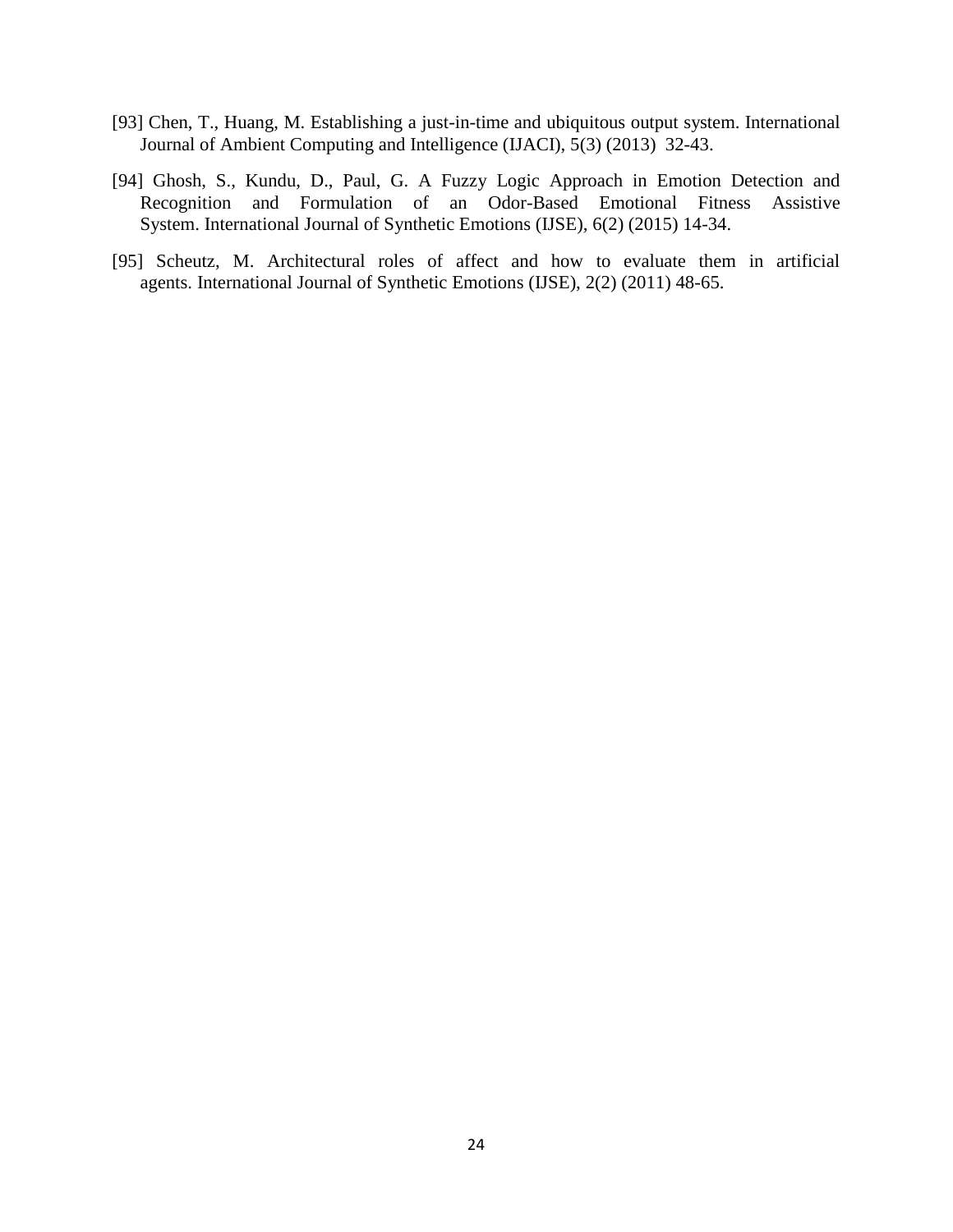[93] Chen, T., Huang, M. Establishing a just-in-time and ubiquitous output system. International Journal of Ambient Computing and Intelligence (IJACI), 5(3) (2013) 32-43.

[94] Ghosh, S., Kundu, D., Paul, G. A Fuzzy Logic Approach in Emotion Detection and Recognition and Formulation of an Odor-Based Emotional Fitness Assistive System. International Journal of Synthetic Emotions (IJSE), 6(2) (2015) 14-34.

[95] Scheutz, M. Architectural roles of affect and how to evaluate them in artificial agents. International Journal of Synthetic Emotions (IJSE), 2(2) (2011) 48-65.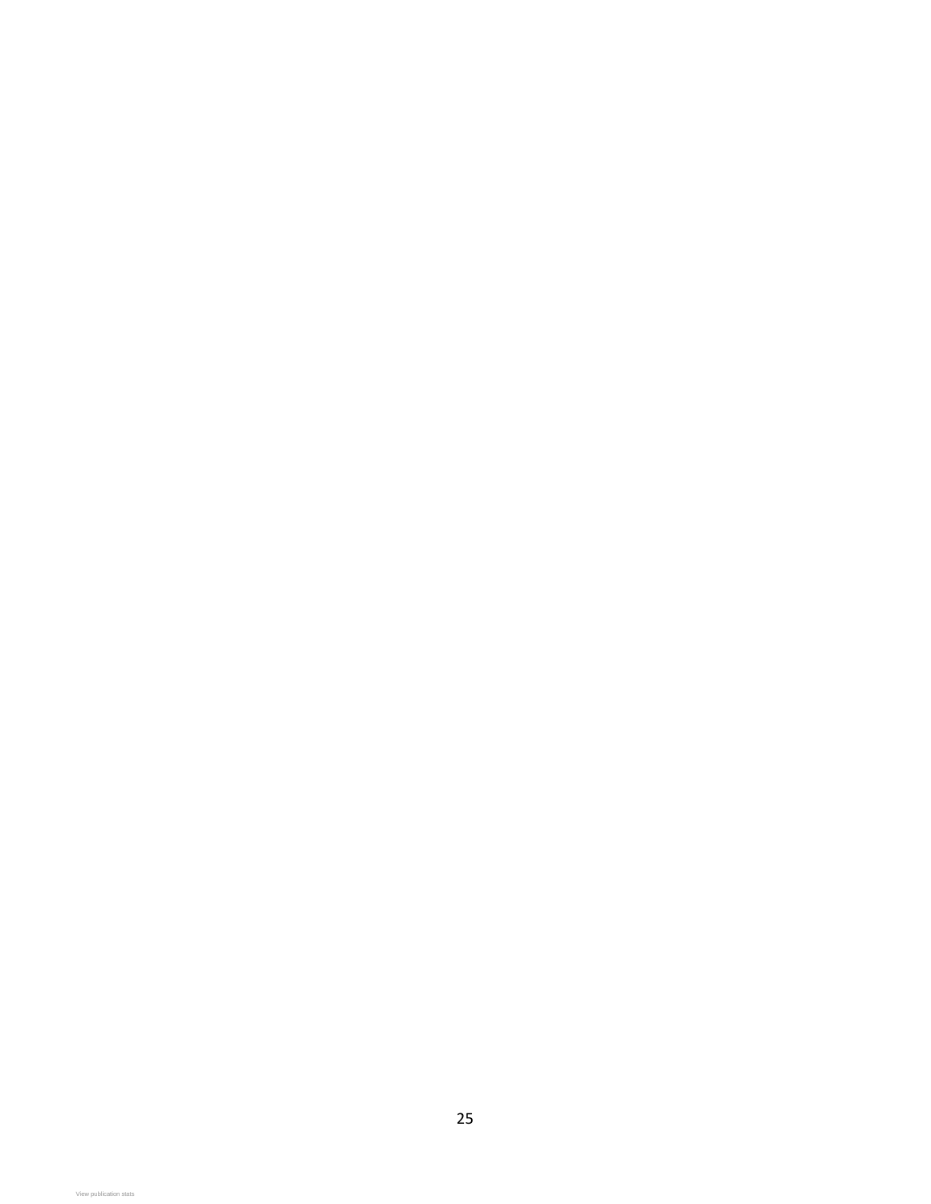View publication stats